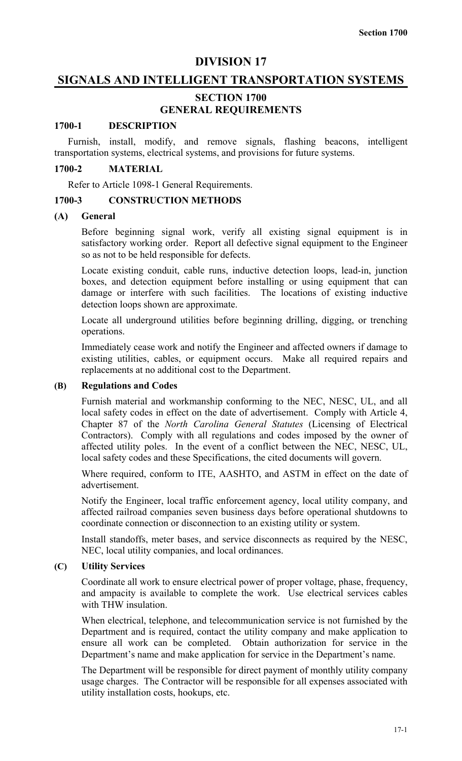# DIVISION 17

# SIGNALS AND INTELLIGENT TRANSPORTATION SYSTEMS

## SECTION 1700
## GENERAL REQUIREMENTS

### 1700-1 DESCRIPTION

Furnish, install, modify, and remove signals, flashing beacons, intelligent transportation systems, electrical systems, and provisions for future systems.

### 1700-2 MATERIAL

Refer to Article 1098-1 General Requirements.

### 1700-3 CONSTRUCTION METHODS

#### (A) General

Before beginning signal work, verify all existing signal equipment is in satisfactory working order. Report all defective signal equipment to the Engineer so as not to be held responsible for defects.

Locate existing conduit, cable runs, inductive detection loops, lead-in, junction boxes, and detection equipment before installing or using equipment that can damage or interfere with such facilities. The locations of existing inductive detection loops shown are approximate.

Locate all underground utilities before beginning drilling, digging, or trenching operations.

Immediately cease work and notify the Engineer and affected owners if damage to existing utilities, cables, or equipment occurs. Make all required repairs and replacements at no additional cost to the Department.

#### (B) Regulations and Codes

Furnish material and workmanship conforming to the NEC, NESC, UL, and all local safety codes in effect on the date of advertisement. Comply with Article 4, Chapter 87 of the *North Carolina General Statutes* (Licensing of Electrical Contractors). Comply with all regulations and codes imposed by the owner of affected utility poles. In the event of a conflict between the NEC, NESC, UL, local safety codes and these Specifications, the cited documents will govern.

Where required, conform to ITE, AASHTO, and ASTM in effect on the date of advertisement.

Notify the Engineer, local traffic enforcement agency, local utility company, and affected railroad companies seven business days before operational shutdowns to coordinate connection or disconnection to an existing utility or system.

Install standoffs, meter bases, and service disconnects as required by the NESC, NEC, local utility companies, and local ordinances.

#### (C) Utility Services

Coordinate all work to ensure electrical power of proper voltage, phase, frequency, and ampacity is available to complete the work. Use electrical services cables with THW insulation.

When electrical, telephone, and telecommunication service is not furnished by the Department and is required, contact the utility company and make application to ensure all work can be completed. Obtain authorization for service in the Department's name and make application for service in the Department's name.

The Department will be responsible for direct payment of monthly utility company usage charges. The Contractor will be responsible for all expenses associated with utility installation costs, hookups, etc.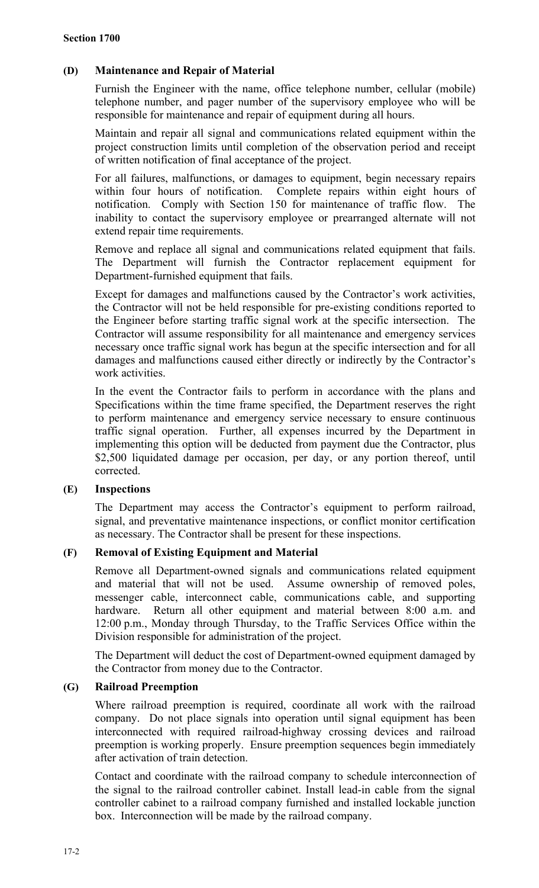### (D) Maintenance and Repair of Material

Furnish the Engineer with the name, office telephone number, cellular (mobile) telephone number, and pager number of the supervisory employee who will be responsible for maintenance and repair of equipment during all hours.

Maintain and repair all signal and communications related equipment within the project construction limits until completion of the observation period and receipt of written notification of final acceptance of the project.

For all failures, malfunctions, or damages to equipment, begin necessary repairs within four hours of notification. Complete repairs within eight hours of notification. Comply with Section 150 for maintenance of traffic flow. The inability to contact the supervisory employee or prearranged alternate will not extend repair time requirements.

Remove and replace all signal and communications related equipment that fails. The Department will furnish the Contractor replacement equipment for Department-furnished equipment that fails.

Except for damages and malfunctions caused by the Contractor's work activities, the Contractor will not be held responsible for pre-existing conditions reported to the Engineer before starting traffic signal work at the specific intersection. The Contractor will assume responsibility for all maintenance and emergency services necessary once traffic signal work has begun at the specific intersection and for all damages and malfunctions caused either directly or indirectly by the Contractor's work activities.

In the event the Contractor fails to perform in accordance with the plans and Specifications within the time frame specified, the Department reserves the right to perform maintenance and emergency service necessary to ensure continuous traffic signal operation. Further, all expenses incurred by the Department in implementing this option will be deducted from payment due the Contractor, plus $2,500 liquidated damage per occasion, per day, or any portion thereof, until corrected.

### (E) Inspections

The Department may access the Contractor's equipment to perform railroad, signal, and preventative maintenance inspections, or conflict monitor certification as necessary. The Contractor shall be present for these inspections.

### (F) Removal of Existing Equipment and Material

Remove all Department-owned signals and communications related equipment and material that will not be used. Assume ownership of removed poles, messenger cable, interconnect cable, communications cable, and supporting hardware. Return all other equipment and material between 8:00 a.m. and 12:00 p.m., Monday through Thursday, to the Traffic Services Office within the Division responsible for administration of the project.

The Department will deduct the cost of Department-owned equipment damaged by the Contractor from money due to the Contractor.

### (G) Railroad Preemption

Where railroad preemption is required, coordinate all work with the railroad company. Do not place signals into operation until signal equipment has been interconnected with required railroad-highway crossing devices and railroad preemption is working properly. Ensure preemption sequences begin immediately after activation of train detection.

Contact and coordinate with the railroad company to schedule interconnection of the signal to the railroad controller cabinet. Install lead-in cable from the signal controller cabinet to a railroad company furnished and installed lockable junction box. Interconnection will be made by the railroad company.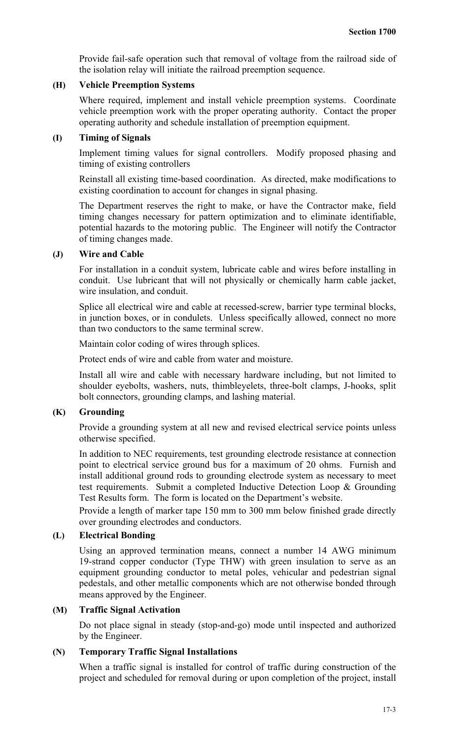Provide fail-safe operation such that removal of voltage from the railroad side of the isolation relay will initiate the railroad preemption sequence.

**(H) Vehicle Preemption Systems**

Where required, implement and install vehicle preemption systems. Coordinate vehicle preemption work with the proper operating authority. Contact the proper operating authority and schedule installation of preemption equipment.

**(I) Timing of Signals**

Implement timing values for signal controllers. Modify proposed phasing and timing of existing controllers

Reinstall all existing time-based coordination. As directed, make modifications to existing coordination to account for changes in signal phasing.

The Department reserves the right to make, or have the Contractor make, field timing changes necessary for pattern optimization and to eliminate identifiable, potential hazards to the motoring public. The Engineer will notify the Contractor of timing changes made.

**(J) Wire and Cable**

For installation in a conduit system, lubricate cable and wires before installing in conduit. Use lubricant that will not physically or chemically harm cable jacket, wire insulation, and conduit.

Splice all electrical wire and cable at recessed-screw, barrier type terminal blocks, in junction boxes, or in condulets. Unless specifically allowed, connect no more than two conductors to the same terminal screw.

Maintain color coding of wires through splices.

Protect ends of wire and cable from water and moisture.

Install all wire and cable with necessary hardware including, but not limited to shoulder eyebolts, washers, nuts, thimbleyelets, three-bolt clamps, J-hooks, split bolt connectors, grounding clamps, and lashing material.

**(K) Grounding**

Provide a grounding system at all new and revised electrical service points unless otherwise specified.

In addition to NEC requirements, test grounding electrode resistance at connection point to electrical service ground bus for a maximum of 20 ohms. Furnish and install additional ground rods to grounding electrode system as necessary to meet test requirements. Submit a completed Inductive Detection Loop & Grounding Test Results form. The form is located on the Department's website.

Provide a length of marker tape 150 mm to 300 mm below finished grade directly over grounding electrodes and conductors.

**(L) Electrical Bonding**

Using an approved termination means, connect a number 14 AWG minimum 19-strand copper conductor (Type THW) with green insulation to serve as an equipment grounding conductor to metal poles, vehicular and pedestrian signal pedestals, and other metallic components which are not otherwise bonded through means approved by the Engineer.

**(M) Traffic Signal Activation**

Do not place signal in steady (stop-and-go) mode until inspected and authorized by the Engineer.

**(N) Temporary Traffic Signal Installations**

When a traffic signal is installed for control of traffic during construction of the project and scheduled for removal during or upon completion of the project, install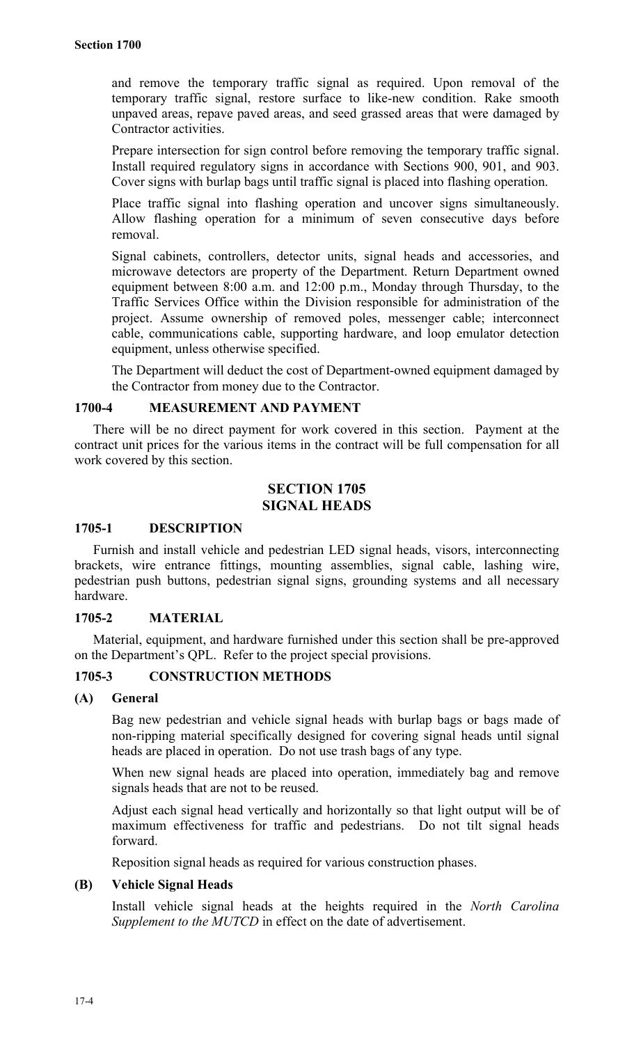and remove the temporary traffic signal as required. Upon removal of the temporary traffic signal, restore surface to like-new condition. Rake smooth unpaved areas, repave paved areas, and seed grassed areas that were damaged by Contractor activities.

Prepare intersection for sign control before removing the temporary traffic signal. Install required regulatory signs in accordance with Sections 900, 901, and 903. Cover signs with burlap bags until traffic signal is placed into flashing operation.

Place traffic signal into flashing operation and uncover signs simultaneously. Allow flashing operation for a minimum of seven consecutive days before removal.

Signal cabinets, controllers, detector units, signal heads and accessories, and microwave detectors are property of the Department. Return Department owned equipment between 8:00 a.m. and 12:00 p.m., Monday through Thursday, to the Traffic Services Office within the Division responsible for administration of the project. Assume ownership of removed poles, messenger cable; interconnect cable, communications cable, supporting hardware, and loop emulator detection equipment, unless otherwise specified.

The Department will deduct the cost of Department-owned equipment damaged by the Contractor from money due to the Contractor.

### 1700-4 MEASUREMENT AND PAYMENT

There will be no direct payment for work covered in this section. Payment at the contract unit prices for the various items in the contract will be full compensation for all work covered by this section.

## SECTION 1705
## SIGNAL HEADS

### 1705-1 DESCRIPTION

Furnish and install vehicle and pedestrian LED signal heads, visors, interconnecting brackets, wire entrance fittings, mounting assemblies, signal cable, lashing wire, pedestrian push buttons, pedestrian signal signs, grounding systems and all necessary hardware.

### 1705-2 MATERIAL

Material, equipment, and hardware furnished under this section shall be pre-approved on the Department's QPL. Refer to the project special provisions.

### 1705-3 CONSTRUCTION METHODS

#### (A) General

Bag new pedestrian and vehicle signal heads with burlap bags or bags made of non-ripping material specifically designed for covering signal heads until signal heads are placed in operation. Do not use trash bags of any type.

When new signal heads are placed into operation, immediately bag and remove signals heads that are not to be reused.

Adjust each signal head vertically and horizontally so that light output will be of maximum effectiveness for traffic and pedestrians. Do not tilt signal heads forward.

Reposition signal heads as required for various construction phases.

#### (B) Vehicle Signal Heads

Install vehicle signal heads at the heights required in the *North Carolina Supplement to the MUTCD* in effect on the date of advertisement.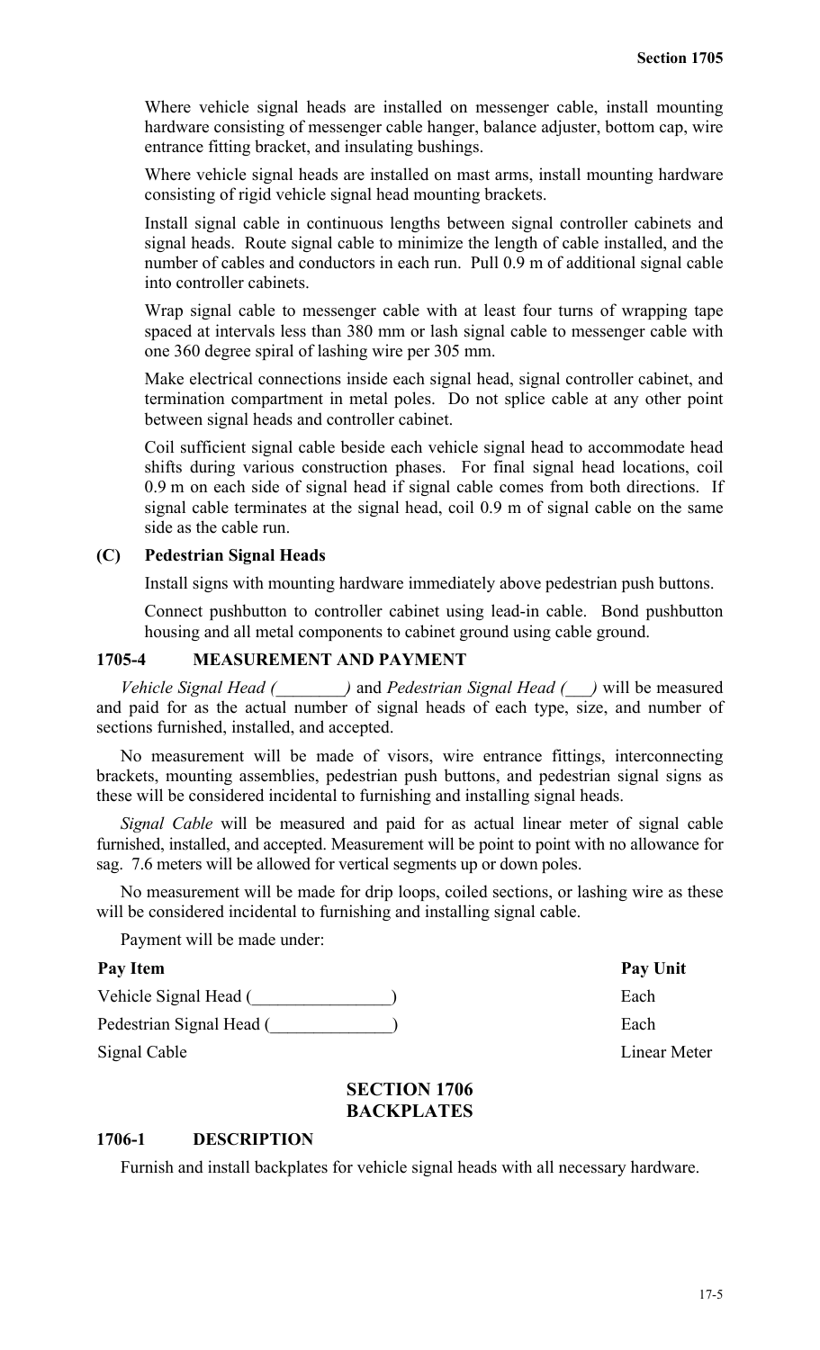Where vehicle signal heads are installed on messenger cable, install mounting hardware consisting of messenger cable hanger, balance adjuster, bottom cap, wire entrance fitting bracket, and insulating bushings.

Where vehicle signal heads are installed on mast arms, install mounting hardware consisting of rigid vehicle signal head mounting brackets.

Install signal cable in continuous lengths between signal controller cabinets and signal heads. Route signal cable to minimize the length of cable installed, and the number of cables and conductors in each run. Pull 0.9 m of additional signal cable into controller cabinets.

Wrap signal cable to messenger cable with at least four turns of wrapping tape spaced at intervals less than 380 mm or lash signal cable to messenger cable with one 360 degree spiral of lashing wire per 305 mm.

Make electrical connections inside each signal head, signal controller cabinet, and termination compartment in metal poles. Do not splice cable at any other point between signal heads and controller cabinet.

Coil sufficient signal cable beside each vehicle signal head to accommodate head shifts during various construction phases. For final signal head locations, coil 0.9 m on each side of signal head if signal cable comes from both directions. If signal cable terminates at the signal head, coil 0.9 m of signal cable on the same side as the cable run.

**(C) Pedestrian Signal Heads**

Install signs with mounting hardware immediately above pedestrian push buttons.

Connect pushbutton to controller cabinet using lead-in cable. Bond pushbutton housing and all metal components to cabinet ground using cable ground.

### 1705-4 MEASUREMENT AND PAYMENT

*Vehicle Signal Head (________)* and *Pedestrian Signal Head (___)* will be measured and paid for as the actual number of signal heads of each type, size, and number of sections furnished, installed, and accepted.

No measurement will be made of visors, wire entrance fittings, interconnecting brackets, mounting assemblies, pedestrian push buttons, and pedestrian signal signs as these will be considered incidental to furnishing and installing signal heads.

*Signal Cable* will be measured and paid for as actual linear meter of signal cable furnished, installed, and accepted. Measurement will be point to point with no allowance for sag. 7.6 meters will be allowed for vertical segments up or down poles.

No measurement will be made for drip loops, coiled sections, or lashing wire as these will be considered incidental to furnishing and installing signal cable.

Payment will be made under:

| Pay Item | Pay Unit |
|---|---|
| Vehicle Signal Head (________________) | Each |
| Pedestrian Signal Head (______________) | Each |
| Signal Cable | Linear Meter |

## SECTION 1706
## BACKPLATES

### 1706-1 DESCRIPTION

Furnish and install backplates for vehicle signal heads with all necessary hardware.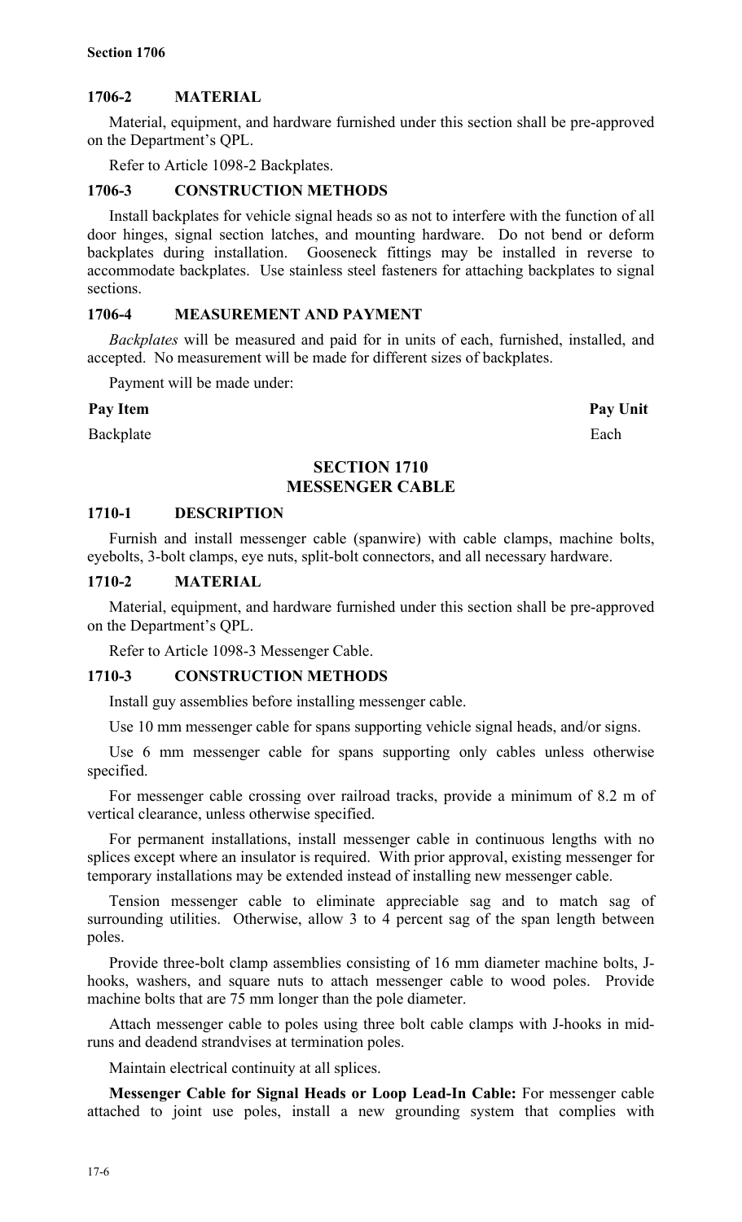### 1706-2 MATERIAL

Material, equipment, and hardware furnished under this section shall be pre-approved on the Department's QPL.

Refer to Article 1098-2 Backplates.

### 1706-3 CONSTRUCTION METHODS

Install backplates for vehicle signal heads so as not to interfere with the function of all door hinges, signal section latches, and mounting hardware. Do not bend or deform backplates during installation. Gooseneck fittings may be installed in reverse to accommodate backplates. Use stainless steel fasteners for attaching backplates to signal sections.

### 1706-4 MEASUREMENT AND PAYMENT

*Backplates* will be measured and paid for in units of each, furnished, installed, and accepted. No measurement will be made for different sizes of backplates.

Payment will be made under:

| Pay Item | Pay Unit |
| --- | --- |
| Backplate | Each |

## SECTION 1710
## MESSENGER CABLE

### 1710-1 DESCRIPTION

Furnish and install messenger cable (spanwire) with cable clamps, machine bolts, eyebolts, 3-bolt clamps, eye nuts, split-bolt connectors, and all necessary hardware.

### 1710-2 MATERIAL

Material, equipment, and hardware furnished under this section shall be pre-approved on the Department's QPL.

Refer to Article 1098-3 Messenger Cable.

### 1710-3 CONSTRUCTION METHODS

Install guy assemblies before installing messenger cable.

Use 10 mm messenger cable for spans supporting vehicle signal heads, and/or signs.

Use 6 mm messenger cable for spans supporting only cables unless otherwise specified.

For messenger cable crossing over railroad tracks, provide a minimum of 8.2 m of vertical clearance, unless otherwise specified.

For permanent installations, install messenger cable in continuous lengths with no splices except where an insulator is required. With prior approval, existing messenger for temporary installations may be extended instead of installing new messenger cable.

Tension messenger cable to eliminate appreciable sag and to match sag of surrounding utilities. Otherwise, allow 3 to 4 percent sag of the span length between poles.

Provide three-bolt clamp assemblies consisting of 16 mm diameter machine bolts, J-hooks, washers, and square nuts to attach messenger cable to wood poles. Provide machine bolts that are 75 mm longer than the pole diameter.

Attach messenger cable to poles using three bolt cable clamps with J-hooks in mid-runs and deadend strandvises at termination poles.

Maintain electrical continuity at all splices.

**Messenger Cable for Signal Heads or Loop Lead-In Cable:** For messenger cable attached to joint use poles, install a new grounding system that complies with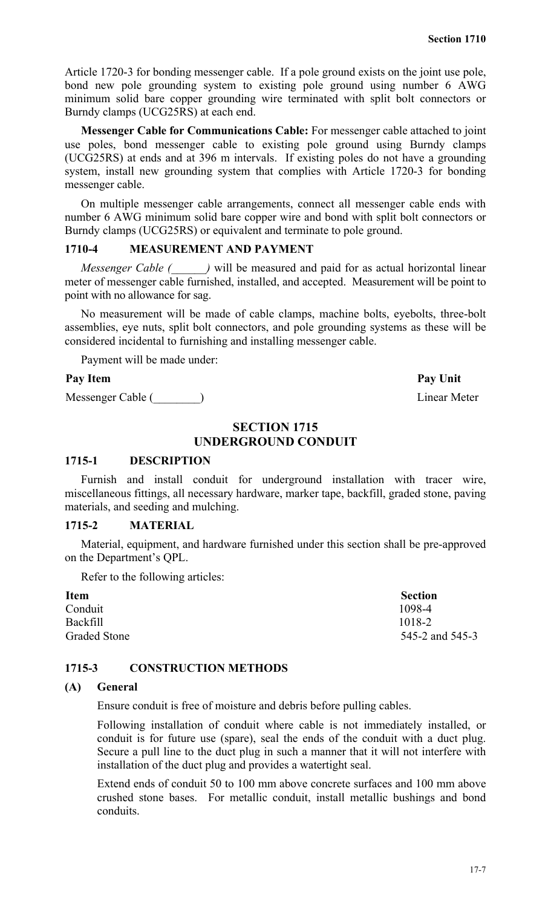Article 1720-3 for bonding messenger cable. If a pole ground exists on the joint use pole, bond new pole grounding system to existing pole ground using number 6 AWG minimum solid bare copper grounding wire terminated with split bolt connectors or Burndy clamps (UCG25RS) at each end.

**Messenger Cable for Communications Cable:** For messenger cable attached to joint use poles, bond messenger cable to existing pole ground using Burndy clamps (UCG25RS) at ends and at 396 m intervals. If existing poles do not have a grounding system, install new grounding system that complies with Article 1720-3 for bonding messenger cable.

On multiple messenger cable arrangements, connect all messenger cable ends with number 6 AWG minimum solid bare copper wire and bond with split bolt connectors or Burndy clamps (UCG25RS) or equivalent and terminate to pole ground.

### 1710-4 MEASUREMENT AND PAYMENT

*Messenger Cable (______)* will be measured and paid for as actual horizontal linear meter of messenger cable furnished, installed, and accepted. Measurement will be point to point with no allowance for sag.

No measurement will be made of cable clamps, machine bolts, eyebolts, three-bolt assemblies, eye nuts, split bolt connectors, and pole grounding systems as these will be considered incidental to furnishing and installing messenger cable.

Payment will be made under:

| Pay Item | Pay Unit |
|---|---|
| Messenger Cable (________) | Linear Meter |

## SECTION 1715
## UNDERGROUND CONDUIT

### 1715-1 DESCRIPTION

Furnish and install conduit for underground installation with tracer wire, miscellaneous fittings, all necessary hardware, marker tape, backfill, graded stone, paving materials, and seeding and mulching.

### 1715-2 MATERIAL

Material, equipment, and hardware furnished under this section shall be pre-approved on the Department's QPL.

Refer to the following articles:

| Item | Section |
|---|---|
| Conduit | 1098-4 |
| Backfill | 1018-2 |
| Graded Stone | 545-2 and 545-3 |

### 1715-3 CONSTRUCTION METHODS

**(A) General**

Ensure conduit is free of moisture and debris before pulling cables.

Following installation of conduit where cable is not immediately installed, or conduit is for future use (spare), seal the ends of the conduit with a duct plug. Secure a pull line to the duct plug in such a manner that it will not interfere with installation of the duct plug and provides a watertight seal.

Extend ends of conduit 50 to 100 mm above concrete surfaces and 100 mm above crushed stone bases. For metallic conduit, install metallic bushings and bond conduits.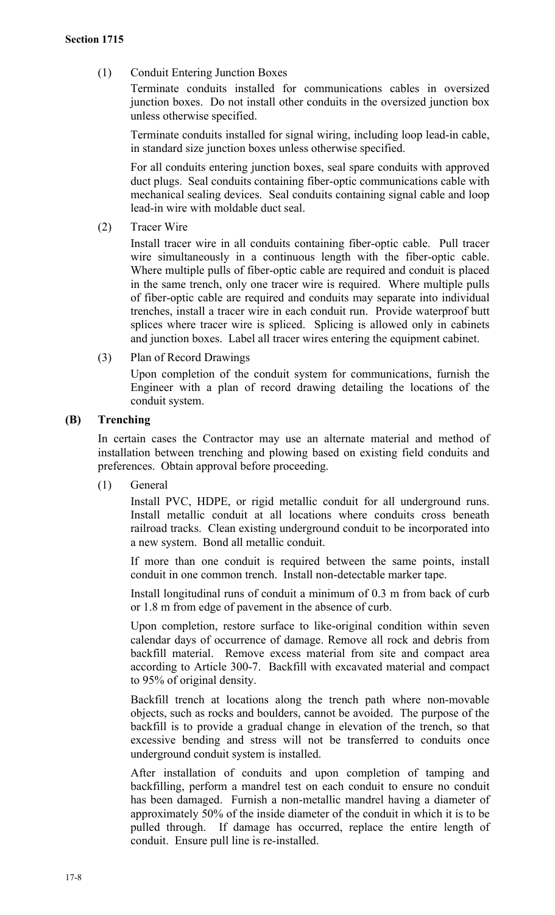(1) Conduit Entering Junction Boxes

Terminate conduits installed for communications cables in oversized junction boxes. Do not install other conduits in the oversized junction box unless otherwise specified.

Terminate conduits installed for signal wiring, including loop lead-in cable, in standard size junction boxes unless otherwise specified.

For all conduits entering junction boxes, seal spare conduits with approved duct plugs. Seal conduits containing fiber-optic communications cable with mechanical sealing devices. Seal conduits containing signal cable and loop lead-in wire with moldable duct seal.

(2) Tracer Wire

Install tracer wire in all conduits containing fiber-optic cable. Pull tracer wire simultaneously in a continuous length with the fiber-optic cable. Where multiple pulls of fiber-optic cable are required and conduit is placed in the same trench, only one tracer wire is required. Where multiple pulls of fiber-optic cable are required and conduits may separate into individual trenches, install a tracer wire in each conduit run. Provide waterproof butt splices where tracer wire is spliced. Splicing is allowed only in cabinets and junction boxes. Label all tracer wires entering the equipment cabinet.

(3) Plan of Record Drawings

Upon completion of the conduit system for communications, furnish the Engineer with a plan of record drawing detailing the locations of the conduit system.

**(B) Trenching**

In certain cases the Contractor may use an alternate material and method of installation between trenching and plowing based on existing field conduits and preferences. Obtain approval before proceeding.

(1) General

Install PVC, HDPE, or rigid metallic conduit for all underground runs. Install metallic conduit at all locations where conduits cross beneath railroad tracks. Clean existing underground conduit to be incorporated into a new system. Bond all metallic conduit.

If more than one conduit is required between the same points, install conduit in one common trench. Install non-detectable marker tape.

Install longitudinal runs of conduit a minimum of 0.3 m from back of curb or 1.8 m from edge of pavement in the absence of curb.

Upon completion, restore surface to like-original condition within seven calendar days of occurrence of damage. Remove all rock and debris from backfill material. Remove excess material from site and compact area according to Article 300-7. Backfill with excavated material and compact to 95% of original density.

Backfill trench at locations along the trench path where non-movable objects, such as rocks and boulders, cannot be avoided. The purpose of the backfill is to provide a gradual change in elevation of the trench, so that excessive bending and stress will not be transferred to conduits once underground conduit system is installed.

After installation of conduits and upon completion of tamping and backfilling, perform a mandrel test on each conduit to ensure no conduit has been damaged. Furnish a non-metallic mandrel having a diameter of approximately 50% of the inside diameter of the conduit in which it is to be pulled through. If damage has occurred, replace the entire length of conduit. Ensure pull line is re-installed.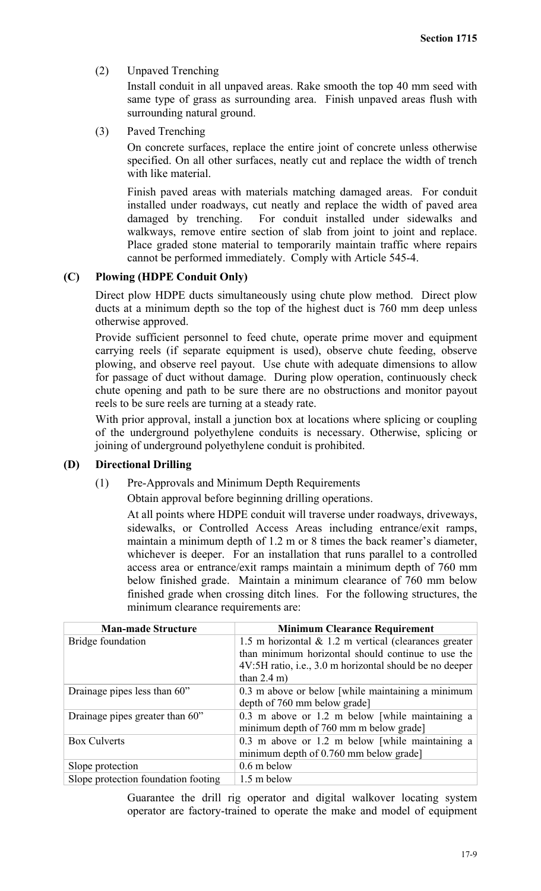(2) Unpaved Trenching

Install conduit in all unpaved areas. Rake smooth the top 40 mm seed with same type of grass as surrounding area. Finish unpaved areas flush with surrounding natural ground.

(3) Paved Trenching

On concrete surfaces, replace the entire joint of concrete unless otherwise specified. On all other surfaces, neatly cut and replace the width of trench with like material.

Finish paved areas with materials matching damaged areas. For conduit installed under roadways, cut neatly and replace the width of paved area damaged by trenching. For conduit installed under sidewalks and walkways, remove entire section of slab from joint to joint and replace. Place graded stone material to temporarily maintain traffic where repairs cannot be performed immediately. Comply with Article 545-4.

**(C) Plowing (HDPE Conduit Only)**

Direct plow HDPE ducts simultaneously using chute plow method. Direct plow ducts at a minimum depth so the top of the highest duct is 760 mm deep unless otherwise approved.

Provide sufficient personnel to feed chute, operate prime mover and equipment carrying reels (if separate equipment is used), observe chute feeding, observe plowing, and observe reel payout. Use chute with adequate dimensions to allow for passage of duct without damage. During plow operation, continuously check chute opening and path to be sure there are no obstructions and monitor payout reels to be sure reels are turning at a steady rate.

With prior approval, install a junction box at locations where splicing or coupling of the underground polyethylene conduits is necessary. Otherwise, splicing or joining of underground polyethylene conduit is prohibited.

**(D) Directional Drilling**

(1) Pre-Approvals and Minimum Depth Requirements

Obtain approval before beginning drilling operations.

At all points where HDPE conduit will traverse under roadways, driveways, sidewalks, or Controlled Access Areas including entrance/exit ramps, maintain a minimum depth of 1.2 m or 8 times the back reamer's diameter, whichever is deeper. For an installation that runs parallel to a controlled access area or entrance/exit ramps maintain a minimum depth of 760 mm below finished grade. Maintain a minimum clearance of 760 mm below finished grade when crossing ditch lines. For the following structures, the minimum clearance requirements are:

| Man-made Structure | Minimum Clearance Requirement |
|---|---|
| Bridge foundation | 1.5 m horizontal & 1.2 m vertical (clearances greater than minimum horizontal should continue to use the 4V:5H ratio, i.e., 3.0 m horizontal should be no deeper than 2.4 m) |
| Drainage pipes less than 60" | 0.3 m above or below [while maintaining a minimum depth of 760 mm below grade] |
| Drainage pipes greater than 60" | 0.3 m above or 1.2 m below [while maintaining a minimum depth of 760 mm m below grade] |
| Box Culverts | 0.3 m above or 1.2 m below [while maintaining a minimum depth of 0.760 mm below grade] |
| Slope protection | 0.6 m below |
| Slope protection foundation footing | 1.5 m below |

Guarantee the drill rig operator and digital walkover locating system operator are factory-trained to operate the make and model of equipment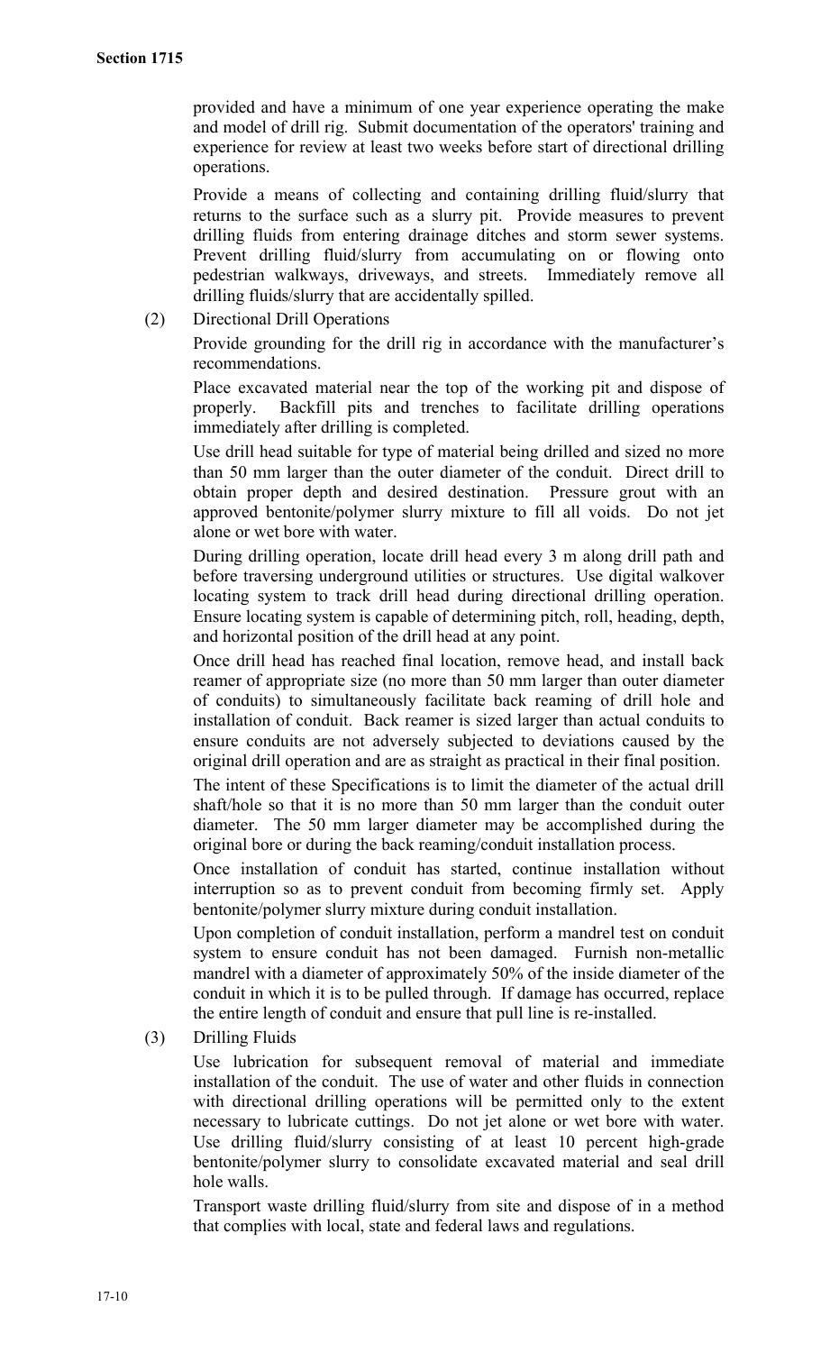provided and have a minimum of one year experience operating the make and model of drill rig. Submit documentation of the operators' training and experience for review at least two weeks before start of directional drilling operations.

Provide a means of collecting and containing drilling fluid/slurry that returns to the surface such as a slurry pit. Provide measures to prevent drilling fluids from entering drainage ditches and storm sewer systems. Prevent drilling fluid/slurry from accumulating on or flowing onto pedestrian walkways, driveways, and streets. Immediately remove all drilling fluids/slurry that are accidentally spilled.

(2) Directional Drill Operations

Provide grounding for the drill rig in accordance with the manufacturer's recommendations.

Place excavated material near the top of the working pit and dispose of properly. Backfill pits and trenches to facilitate drilling operations immediately after drilling is completed.

Use drill head suitable for type of material being drilled and sized no more than 50 mm larger than the outer diameter of the conduit. Direct drill to obtain proper depth and desired destination. Pressure grout with an approved bentonite/polymer slurry mixture to fill all voids. Do not jet alone or wet bore with water.

During drilling operation, locate drill head every 3 m along drill path and before traversing underground utilities or structures. Use digital walkover locating system to track drill head during directional drilling operation. Ensure locating system is capable of determining pitch, roll, heading, depth, and horizontal position of the drill head at any point.

Once drill head has reached final location, remove head, and install back reamer of appropriate size (no more than 50 mm larger than outer diameter of conduits) to simultaneously facilitate back reaming of drill hole and installation of conduit. Back reamer is sized larger than actual conduits to ensure conduits are not adversely subjected to deviations caused by the original drill operation and are as straight as practical in their final position.

The intent of these Specifications is to limit the diameter of the actual drill shaft/hole so that it is no more than 50 mm larger than the conduit outer diameter. The 50 mm larger diameter may be accomplished during the original bore or during the back reaming/conduit installation process.

Once installation of conduit has started, continue installation without interruption so as to prevent conduit from becoming firmly set. Apply bentonite/polymer slurry mixture during conduit installation.

Upon completion of conduit installation, perform a mandrel test on conduit system to ensure conduit has not been damaged. Furnish non-metallic mandrel with a diameter of approximately 50% of the inside diameter of the conduit in which it is to be pulled through. If damage has occurred, replace the entire length of conduit and ensure that pull line is re-installed.

(3) Drilling Fluids

Use lubrication for subsequent removal of material and immediate installation of the conduit. The use of water and other fluids in connection with directional drilling operations will be permitted only to the extent necessary to lubricate cuttings. Do not jet alone or wet bore with water. Use drilling fluid/slurry consisting of at least 10 percent high-grade bentonite/polymer slurry to consolidate excavated material and seal drill hole walls.

Transport waste drilling fluid/slurry from site and dispose of in a method that complies with local, state and federal laws and regulations.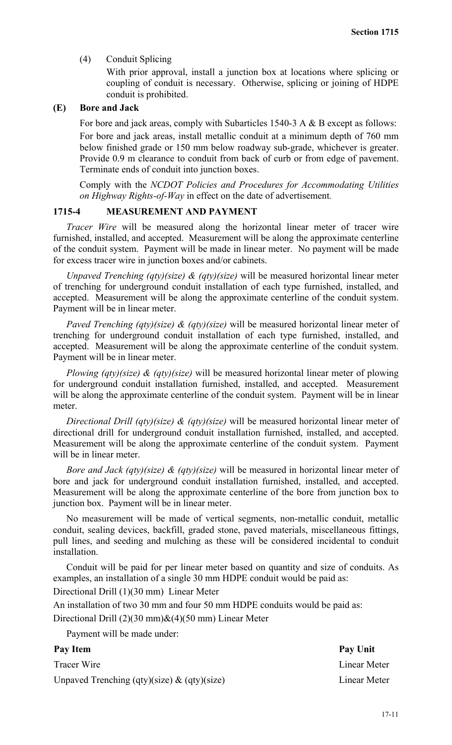(4) Conduit Splicing

With prior approval, install a junction box at locations where splicing or coupling of conduit is necessary. Otherwise, splicing or joining of HDPE conduit is prohibited.

**(E) Bore and Jack**

For bore and jack areas, comply with Subarticles 1540-3 A & B except as follows:

For bore and jack areas, install metallic conduit at a minimum depth of 760 mm below finished grade or 150 mm below roadway sub-grade, whichever is greater. Provide 0.9 m clearance to conduit from back of curb or from edge of pavement. Terminate ends of conduit into junction boxes.

Comply with the *NCDOT Policies and Procedures for Accommodating Utilities on Highway Rights-of-Way* in effect on the date of advertisement.

## 1715-4 MEASUREMENT AND PAYMENT

*Tracer Wire* will be measured along the horizontal linear meter of tracer wire furnished, installed, and accepted. Measurement will be along the approximate centerline of the conduit system. Payment will be made in linear meter. No payment will be made for excess tracer wire in junction boxes and/or cabinets.

*Unpaved Trenching (qty)(size) & (qty)(size)* will be measured horizontal linear meter of trenching for underground conduit installation of each type furnished, installed, and accepted. Measurement will be along the approximate centerline of the conduit system. Payment will be in linear meter.

*Paved Trenching (qty)(size) & (qty)(size)* will be measured horizontal linear meter of trenching for underground conduit installation of each type furnished, installed, and accepted. Measurement will be along the approximate centerline of the conduit system. Payment will be in linear meter.

*Plowing (qty)(size) & (qty)(size)* will be measured horizontal linear meter of plowing for underground conduit installation furnished, installed, and accepted. Measurement will be along the approximate centerline of the conduit system. Payment will be in linear meter.

*Directional Drill (qty)(size) & (qty)(size)* will be measured horizontal linear meter of directional drill for underground conduit installation furnished, installed, and accepted. Measurement will be along the approximate centerline of the conduit system. Payment will be in linear meter.

*Bore and Jack (qty)(size) & (qty)(size)* will be measured in horizontal linear meter of bore and jack for underground conduit installation furnished, installed, and accepted. Measurement will be along the approximate centerline of the bore from junction box to junction box. Payment will be in linear meter.

No measurement will be made of vertical segments, non-metallic conduit, metallic conduit, sealing devices, backfill, graded stone, paved materials, miscellaneous fittings, pull lines, and seeding and mulching as these will be considered incidental to conduit installation.

Conduit will be paid for per linear meter based on quantity and size of conduits. As examples, an installation of a single 30 mm HDPE conduit would be paid as:

Directional Drill (1)(30 mm) Linear Meter

An installation of two 30 mm and four 50 mm HDPE conduits would be paid as:

Directional Drill (2)(30 mm)&(4)(50 mm) Linear Meter

Payment will be made under:

| Pay Item | Pay Unit |
|---|---|
| Tracer Wire | Linear Meter |
| Unpaved Trenching (qty)(size) & (qty)(size) | Linear Meter |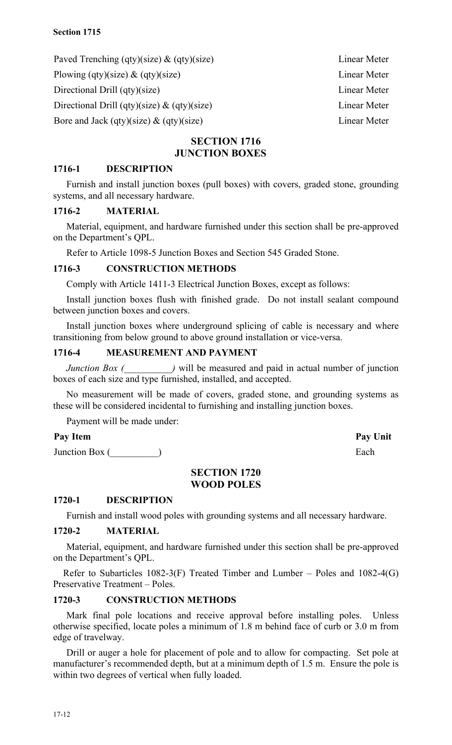Paved Trenching (qty)(size) & (qty)(size) Linear Meter

Plowing (qty)(size) & (qty)(size) Linear Meter

Directional Drill (qty)(size) Linear Meter

Directional Drill (qty)(size) & (qty)(size) Linear Meter

Bore and Jack (qty)(size) & (qty)(size) Linear Meter

## SECTION 1716
## JUNCTION BOXES

### 1716-1 DESCRIPTION

Furnish and install junction boxes (pull boxes) with covers, graded stone, grounding systems, and all necessary hardware.

### 1716-2 MATERIAL

Material, equipment, and hardware furnished under this section shall be pre-approved on the Department's QPL.

Refer to Article 1098-5 Junction Boxes and Section 545 Graded Stone.

### 1716-3 CONSTRUCTION METHODS

Comply with Article 1411-3 Electrical Junction Boxes, except as follows:

Install junction boxes flush with finished grade. Do not install sealant compound between junction boxes and covers.

Install junction boxes where underground splicing of cable is necessary and where transitioning from below ground to above ground installation or vice-versa.

### 1716-4 MEASUREMENT AND PAYMENT

*Junction Box (__________)* will be measured and paid in actual number of junction boxes of each size and type furnished, installed, and accepted.

No measurement will be made of covers, graded stone, and grounding systems as these will be considered incidental to furnishing and installing junction boxes.

Payment will be made under:

| **Pay Item** | **Pay Unit** |
|---|---|
| Junction Box (__________) | Each |

## SECTION 1720
## WOOD POLES

### 1720-1 DESCRIPTION

Furnish and install wood poles with grounding systems and all necessary hardware.

### 1720-2 MATERIAL

Material, equipment, and hardware furnished under this section shall be pre-approved on the Department's QPL.

Refer to Subarticles 1082-3(F) Treated Timber and Lumber – Poles and 1082-4(G) Preservative Treatment – Poles.

### 1720-3 CONSTRUCTION METHODS

Mark final pole locations and receive approval before installing poles. Unless otherwise specified, locate poles a minimum of 1.8 m behind face of curb or 3.0 m from edge of travelway.

Drill or auger a hole for placement of pole and to allow for compacting. Set pole at manufacturer's recommended depth, but at a minimum depth of 1.5 m. Ensure the pole is within two degrees of vertical when fully loaded.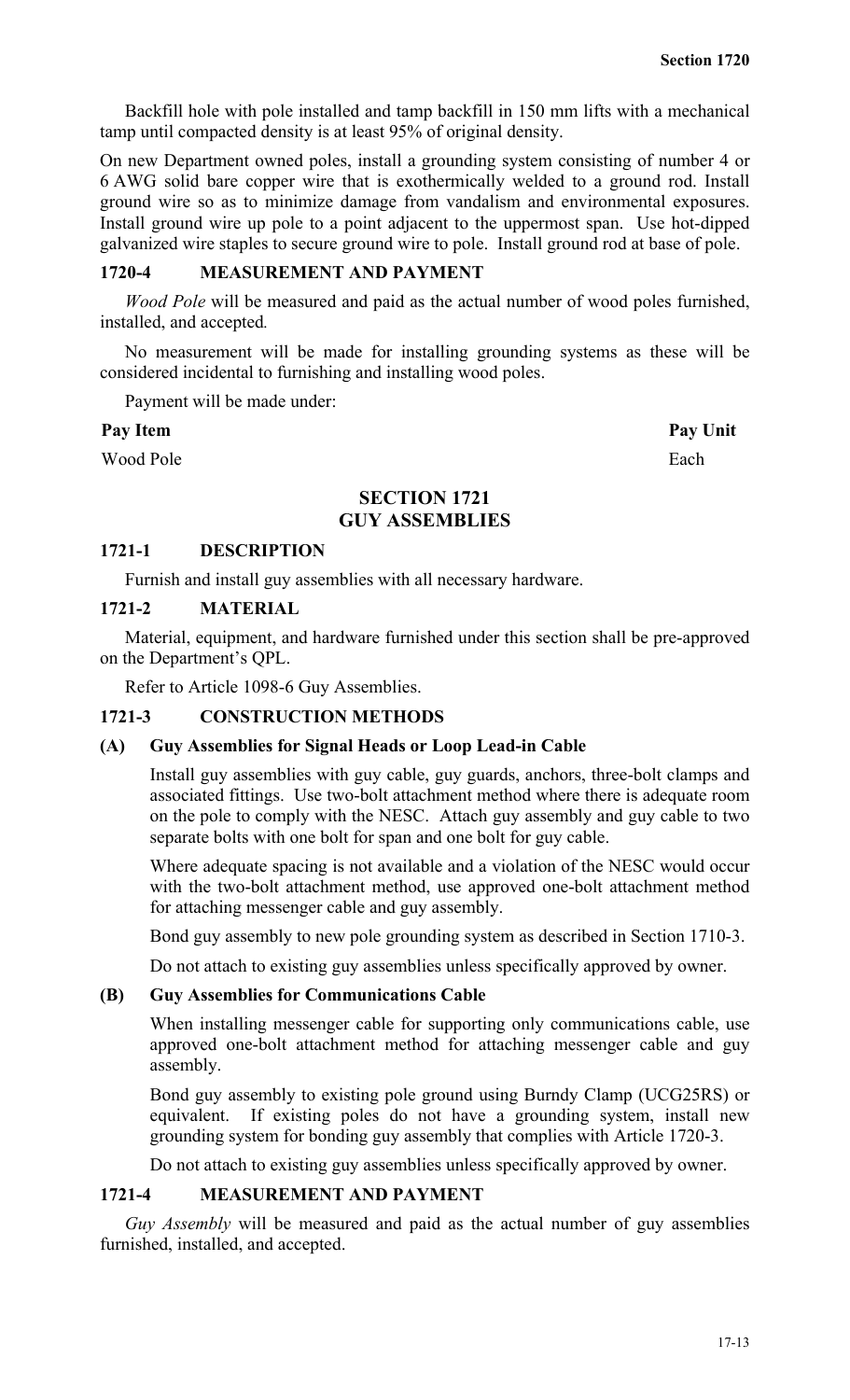Backfill hole with pole installed and tamp backfill in 150 mm lifts with a mechanical tamp until compacted density is at least 95% of original density.

On new Department owned poles, install a grounding system consisting of number 4 or 6 AWG solid bare copper wire that is exothermically welded to a ground rod. Install ground wire so as to minimize damage from vandalism and environmental exposures. Install ground wire up pole to a point adjacent to the uppermost span. Use hot-dipped galvanized wire staples to secure ground wire to pole. Install ground rod at base of pole.

### 1720-4 MEASUREMENT AND PAYMENT

*Wood Pole* will be measured and paid as the actual number of wood poles furnished, installed, and accepted.

No measurement will be made for installing grounding systems as these will be considered incidental to furnishing and installing wood poles.

Payment will be made under:

| Pay Item | Pay Unit |
|---|---|
| Wood Pole | Each |

## SECTION 1721
## GUY ASSEMBLIES

### 1721-1 DESCRIPTION

Furnish and install guy assemblies with all necessary hardware.

### 1721-2 MATERIAL

Material, equipment, and hardware furnished under this section shall be pre-approved on the Department's QPL.

Refer to Article 1098-6 Guy Assemblies.

### 1721-3 CONSTRUCTION METHODS

#### (A) Guy Assemblies for Signal Heads or Loop Lead-in Cable

Install guy assemblies with guy cable, guy guards, anchors, three-bolt clamps and associated fittings. Use two-bolt attachment method where there is adequate room on the pole to comply with the NESC. Attach guy assembly and guy cable to two separate bolts with one bolt for span and one bolt for guy cable.

Where adequate spacing is not available and a violation of the NESC would occur with the two-bolt attachment method, use approved one-bolt attachment method for attaching messenger cable and guy assembly.

Bond guy assembly to new pole grounding system as described in Section 1710-3.

Do not attach to existing guy assemblies unless specifically approved by owner.

#### (B) Guy Assemblies for Communications Cable

When installing messenger cable for supporting only communications cable, use approved one-bolt attachment method for attaching messenger cable and guy assembly.

Bond guy assembly to existing pole ground using Burndy Clamp (UCG25RS) or equivalent. If existing poles do not have a grounding system, install new grounding system for bonding guy assembly that complies with Article 1720-3.

Do not attach to existing guy assemblies unless specifically approved by owner.

### 1721-4 MEASUREMENT AND PAYMENT

*Guy Assembly* will be measured and paid as the actual number of guy assemblies furnished, installed, and accepted.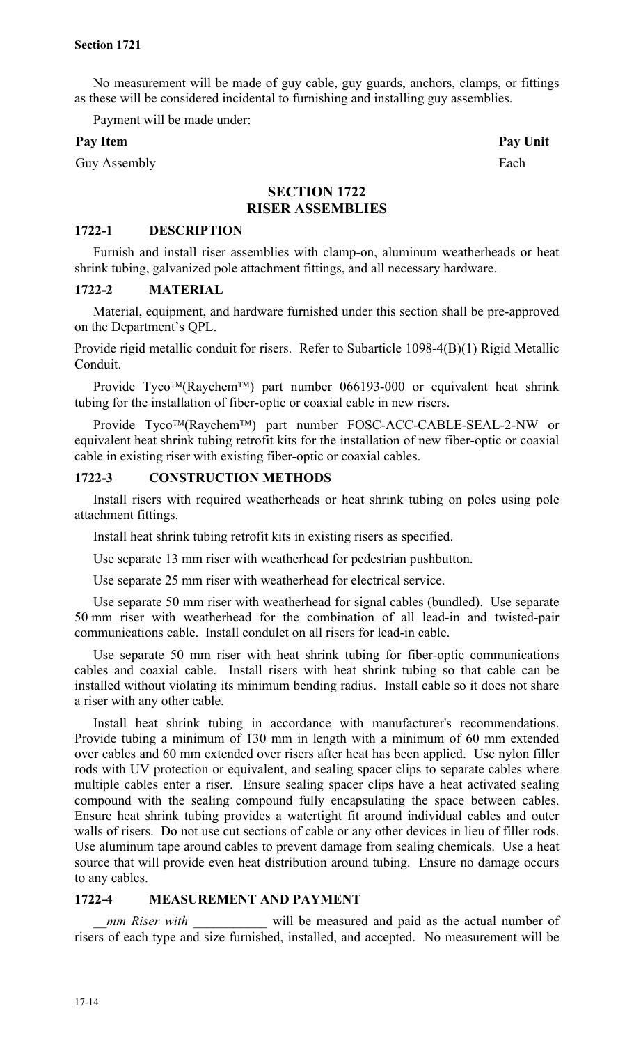No measurement will be made of guy cable, guy guards, anchors, clamps, or fittings as these will be considered incidental to furnishing and installing guy assemblies.

Payment will be made under:

| **Pay Item** | **Pay Unit** |
| --- | --- |
| Guy Assembly | Each |

## SECTION 1722
## RISER ASSEMBLIES

### 1722-1 DESCRIPTION

Furnish and install riser assemblies with clamp-on, aluminum weatherheads or heat shrink tubing, galvanized pole attachment fittings, and all necessary hardware.

### 1722-2 MATERIAL

Material, equipment, and hardware furnished under this section shall be pre-approved on the Department's QPL.

Provide rigid metallic conduit for risers. Refer to Subarticle 1098-4(B)(1) Rigid Metallic Conduit.

Provide Tyco™(Raychem™) part number 066193-000 or equivalent heat shrink tubing for the installation of fiber-optic or coaxial cable in new risers.

Provide Tyco™(Raychem™) part number FOSC-ACC-CABLE-SEAL-2-NW or equivalent heat shrink tubing retrofit kits for the installation of new fiber-optic or coaxial cable in existing riser with existing fiber-optic or coaxial cables.

### 1722-3 CONSTRUCTION METHODS

Install risers with required weatherheads or heat shrink tubing on poles using pole attachment fittings.

Install heat shrink tubing retrofit kits in existing risers as specified.

Use separate 13 mm riser with weatherhead for pedestrian pushbutton.

Use separate 25 mm riser with weatherhead for electrical service.

Use separate 50 mm riser with weatherhead for signal cables (bundled). Use separate 50 mm riser with weatherhead for the combination of all lead-in and twisted-pair communications cable. Install condulet on all risers for lead-in cable.

Use separate 50 mm riser with heat shrink tubing for fiber-optic communications cables and coaxial cable. Install risers with heat shrink tubing so that cable can be installed without violating its minimum bending radius. Install cable so it does not share a riser with any other cable.

Install heat shrink tubing in accordance with manufacturer's recommendations. Provide tubing a minimum of 130 mm in length with a minimum of 60 mm extended over cables and 60 mm extended over risers after heat has been applied. Use nylon filler rods with UV protection or equivalent, and sealing spacer clips to separate cables where multiple cables enter a riser. Ensure sealing spacer clips have a heat activated sealing compound with the sealing compound fully encapsulating the space between cables. Ensure heat shrink tubing provides a watertight fit around individual cables and outer walls of risers. Do not use cut sections of cable or any other devices in lieu of filler rods. Use aluminum tape around cables to prevent damage from sealing chemicals. Use a heat source that will provide even heat distribution around tubing. Ensure no damage occurs to any cables.

### 1722-4 MEASUREMENT AND PAYMENT

*__mm Riser with ___________* will be measured and paid as the actual number of risers of each type and size furnished, installed, and accepted. No measurement will be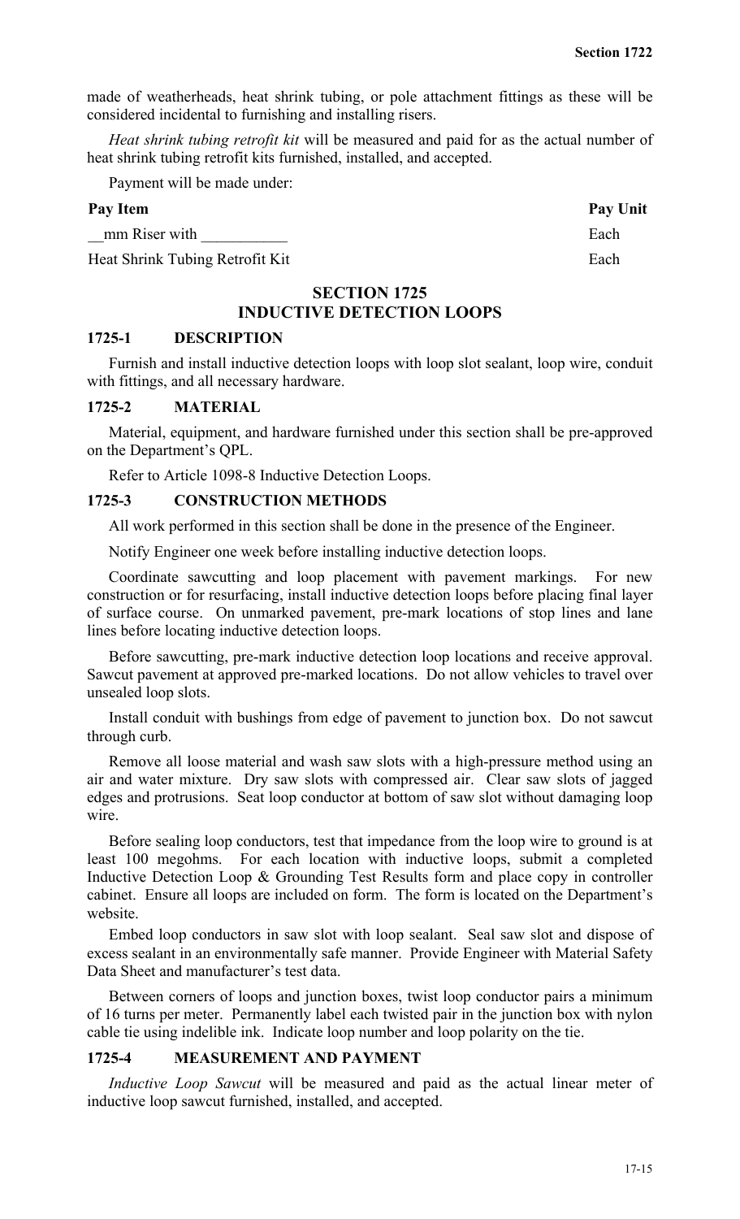made of weatherheads, heat shrink tubing, or pole attachment fittings as these will be considered incidental to furnishing and installing risers.

*Heat shrink tubing retrofit kit* will be measured and paid for as the actual number of heat shrink tubing retrofit kits furnished, installed, and accepted.

Payment will be made under:

| Pay Item | Pay Unit |
|---|---|
| __mm Riser with ___________ | Each |
| Heat Shrink Tubing Retrofit Kit | Each |

## SECTION 1725
## INDUCTIVE DETECTION LOOPS

### 1725-1 DESCRIPTION

Furnish and install inductive detection loops with loop slot sealant, loop wire, conduit with fittings, and all necessary hardware.

### 1725-2 MATERIAL

Material, equipment, and hardware furnished under this section shall be pre-approved on the Department's QPL.

Refer to Article 1098-8 Inductive Detection Loops.

### 1725-3 CONSTRUCTION METHODS

All work performed in this section shall be done in the presence of the Engineer.

Notify Engineer one week before installing inductive detection loops.

Coordinate sawcutting and loop placement with pavement markings. For new construction or for resurfacing, install inductive detection loops before placing final layer of surface course. On unmarked pavement, pre-mark locations of stop lines and lane lines before locating inductive detection loops.

Before sawcutting, pre-mark inductive detection loop locations and receive approval. Sawcut pavement at approved pre-marked locations. Do not allow vehicles to travel over unsealed loop slots.

Install conduit with bushings from edge of pavement to junction box. Do not sawcut through curb.

Remove all loose material and wash saw slots with a high-pressure method using an air and water mixture. Dry saw slots with compressed air. Clear saw slots of jagged edges and protrusions. Seat loop conductor at bottom of saw slot without damaging loop wire.

Before sealing loop conductors, test that impedance from the loop wire to ground is at least 100 megohms. For each location with inductive loops, submit a completed Inductive Detection Loop & Grounding Test Results form and place copy in controller cabinet. Ensure all loops are included on form. The form is located on the Department's website.

Embed loop conductors in saw slot with loop sealant. Seal saw slot and dispose of excess sealant in an environmentally safe manner. Provide Engineer with Material Safety Data Sheet and manufacturer's test data.

Between corners of loops and junction boxes, twist loop conductor pairs a minimum of 16 turns per meter. Permanently label each twisted pair in the junction box with nylon cable tie using indelible ink. Indicate loop number and loop polarity on the tie.

### 1725-4 MEASUREMENT AND PAYMENT

*Inductive Loop Sawcut* will be measured and paid as the actual linear meter of inductive loop sawcut furnished, installed, and accepted.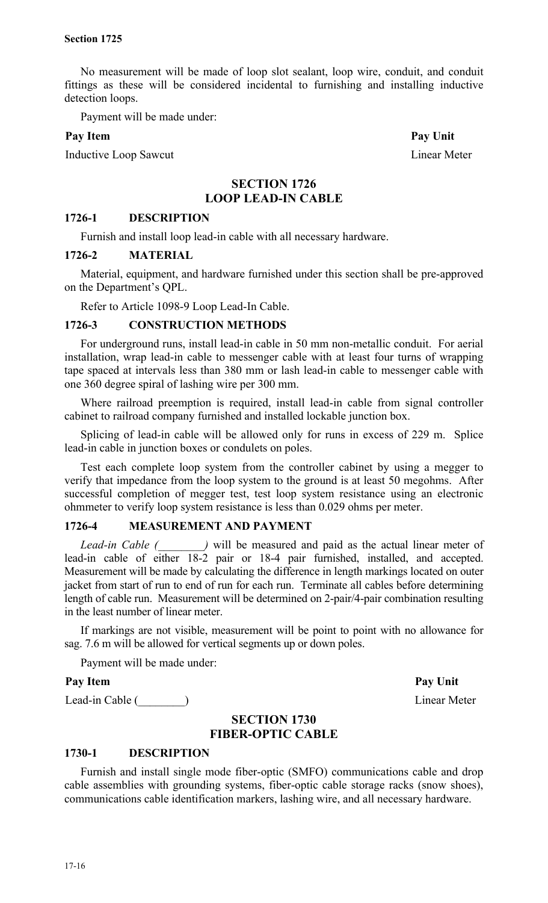No measurement will be made of loop slot sealant, loop wire, conduit, and conduit fittings as these will be considered incidental to furnishing and installing inductive detection loops.

Payment will be made under:

| Pay Item | Pay Unit |
|---|---|
| Inductive Loop Sawcut | Linear Meter |

## SECTION 1726
## LOOP LEAD-IN CABLE

### 1726-1 DESCRIPTION

Furnish and install loop lead-in cable with all necessary hardware.

### 1726-2 MATERIAL

Material, equipment, and hardware furnished under this section shall be pre-approved on the Department's QPL.

Refer to Article 1098-9 Loop Lead-In Cable.

### 1726-3 CONSTRUCTION METHODS

For underground runs, install lead-in cable in 50 mm non-metallic conduit. For aerial installation, wrap lead-in cable to messenger cable with at least four turns of wrapping tape spaced at intervals less than 380 mm or lash lead-in cable to messenger cable with one 360 degree spiral of lashing wire per 300 mm.

Where railroad preemption is required, install lead-in cable from signal controller cabinet to railroad company furnished and installed lockable junction box.

Splicing of lead-in cable will be allowed only for runs in excess of 229 m. Splice lead-in cable in junction boxes or condulets on poles.

Test each complete loop system from the controller cabinet by using a megger to verify that impedance from the loop system to the ground is at least 50 megohms. After successful completion of megger test, test loop system resistance using an electronic ohmmeter to verify loop system resistance is less than 0.029 ohms per meter.

### 1726-4 MEASUREMENT AND PAYMENT

*Lead-in Cable (________)* will be measured and paid as the actual linear meter of lead-in cable of either 18-2 pair or 18-4 pair furnished, installed, and accepted. Measurement will be made by calculating the difference in length markings located on outer jacket from start of run to end of run for each run. Terminate all cables before determining length of cable run. Measurement will be determined on 2-pair/4-pair combination resulting in the least number of linear meter.

If markings are not visible, measurement will be point to point with no allowance for sag. 7.6 m will be allowed for vertical segments up or down poles.

Payment will be made under:

| Pay Item | Pay Unit |
|---|---|
| Lead-in Cable (________) | Linear Meter |

## SECTION 1730
## FIBER-OPTIC CABLE

### 1730-1 DESCRIPTION

Furnish and install single mode fiber-optic (SMFO) communications cable and drop cable assemblies with grounding systems, fiber-optic cable storage racks (snow shoes), communications cable identification markers, lashing wire, and all necessary hardware.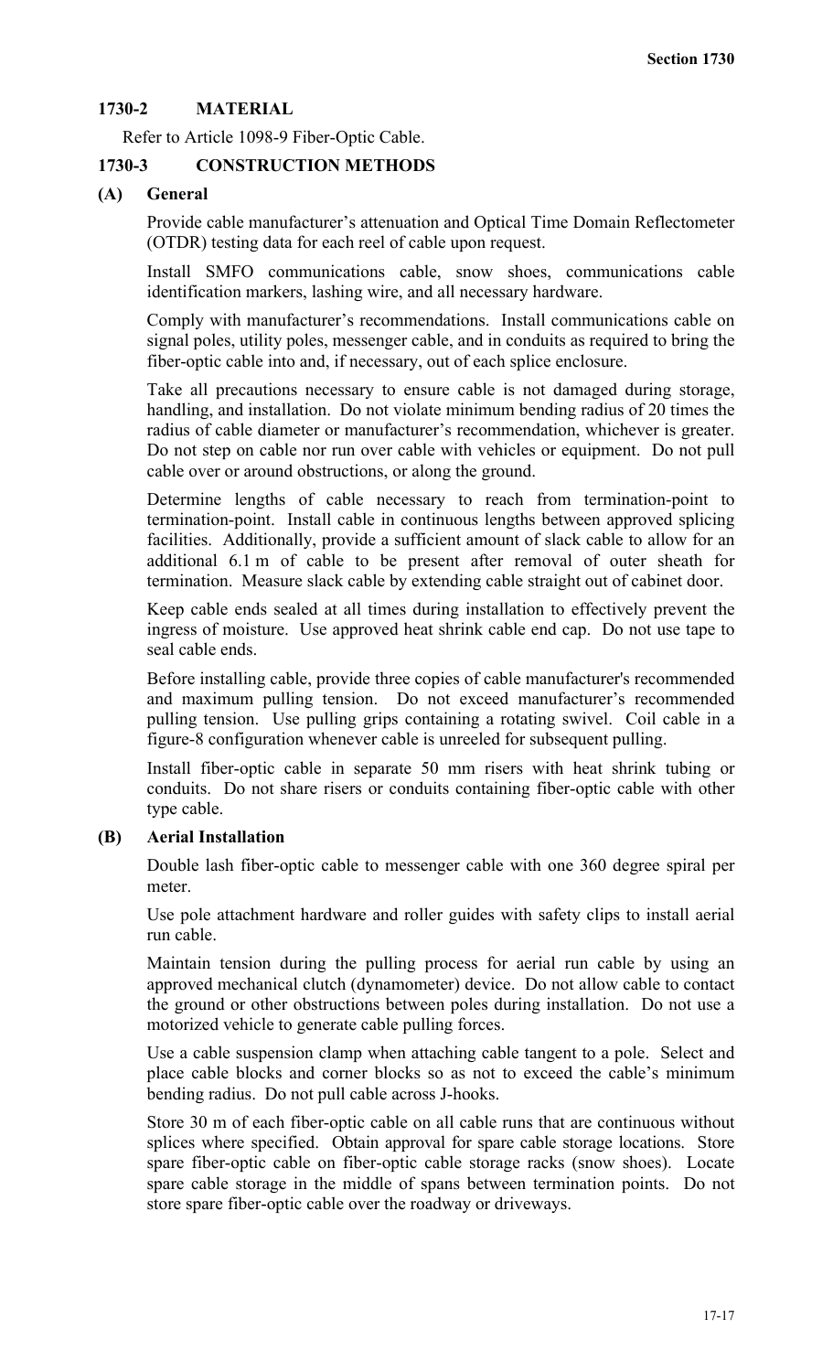## 1730-2 MATERIAL

Refer to Article 1098-9 Fiber-Optic Cable.

## 1730-3 CONSTRUCTION METHODS

### (A) General

Provide cable manufacturer's attenuation and Optical Time Domain Reflectometer (OTDR) testing data for each reel of cable upon request.

Install SMFO communications cable, snow shoes, communications cable identification markers, lashing wire, and all necessary hardware.

Comply with manufacturer's recommendations. Install communications cable on signal poles, utility poles, messenger cable, and in conduits as required to bring the fiber-optic cable into and, if necessary, out of each splice enclosure.

Take all precautions necessary to ensure cable is not damaged during storage, handling, and installation. Do not violate minimum bending radius of 20 times the radius of cable diameter or manufacturer's recommendation, whichever is greater. Do not step on cable nor run over cable with vehicles or equipment. Do not pull cable over or around obstructions, or along the ground.

Determine lengths of cable necessary to reach from termination-point to termination-point. Install cable in continuous lengths between approved splicing facilities. Additionally, provide a sufficient amount of slack cable to allow for an additional 6.1 m of cable to be present after removal of outer sheath for termination. Measure slack cable by extending cable straight out of cabinet door.

Keep cable ends sealed at all times during installation to effectively prevent the ingress of moisture. Use approved heat shrink cable end cap. Do not use tape to seal cable ends.

Before installing cable, provide three copies of cable manufacturer's recommended and maximum pulling tension. Do not exceed manufacturer's recommended pulling tension. Use pulling grips containing a rotating swivel. Coil cable in a figure-8 configuration whenever cable is unreeled for subsequent pulling.

Install fiber-optic cable in separate 50 mm risers with heat shrink tubing or conduits. Do not share risers or conduits containing fiber-optic cable with other type cable.

### (B) Aerial Installation

Double lash fiber-optic cable to messenger cable with one 360 degree spiral per meter.

Use pole attachment hardware and roller guides with safety clips to install aerial run cable.

Maintain tension during the pulling process for aerial run cable by using an approved mechanical clutch (dynamometer) device. Do not allow cable to contact the ground or other obstructions between poles during installation. Do not use a motorized vehicle to generate cable pulling forces.

Use a cable suspension clamp when attaching cable tangent to a pole. Select and place cable blocks and corner blocks so as not to exceed the cable's minimum bending radius. Do not pull cable across J-hooks.

Store 30 m of each fiber-optic cable on all cable runs that are continuous without splices where specified. Obtain approval for spare cable storage locations. Store spare fiber-optic cable on fiber-optic cable storage racks (snow shoes). Locate spare cable storage in the middle of spans between termination points. Do not store spare fiber-optic cable over the roadway or driveways.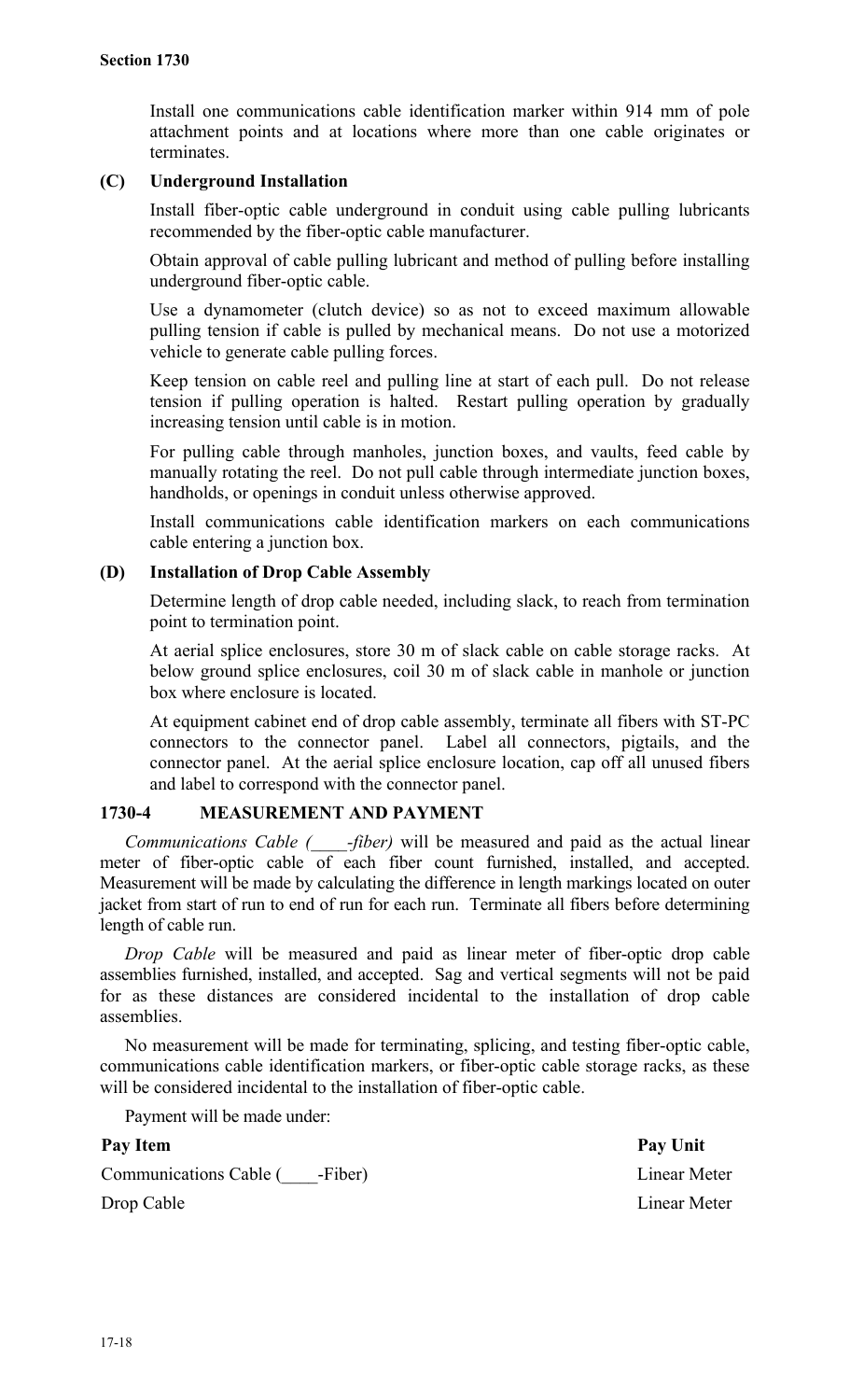Install one communications cable identification marker within 914 mm of pole attachment points and at locations where more than one cable originates or terminates.

**(C) Underground Installation**

Install fiber-optic cable underground in conduit using cable pulling lubricants recommended by the fiber-optic cable manufacturer.

Obtain approval of cable pulling lubricant and method of pulling before installing underground fiber-optic cable.

Use a dynamometer (clutch device) so as not to exceed maximum allowable pulling tension if cable is pulled by mechanical means. Do not use a motorized vehicle to generate cable pulling forces.

Keep tension on cable reel and pulling line at start of each pull. Do not release tension if pulling operation is halted. Restart pulling operation by gradually increasing tension until cable is in motion.

For pulling cable through manholes, junction boxes, and vaults, feed cable by manually rotating the reel. Do not pull cable through intermediate junction boxes, handholds, or openings in conduit unless otherwise approved.

Install communications cable identification markers on each communications cable entering a junction box.

**(D) Installation of Drop Cable Assembly**

Determine length of drop cable needed, including slack, to reach from termination point to termination point.

At aerial splice enclosures, store 30 m of slack cable on cable storage racks. At below ground splice enclosures, coil 30 m of slack cable in manhole or junction box where enclosure is located.

At equipment cabinet end of drop cable assembly, terminate all fibers with ST-PC connectors to the connector panel. Label all connectors, pigtails, and the connector panel. At the aerial splice enclosure location, cap off all unused fibers and label to correspond with the connector panel.

## 1730-4 MEASUREMENT AND PAYMENT

*Communications Cable (____-fiber)* will be measured and paid as the actual linear meter of fiber-optic cable of each fiber count furnished, installed, and accepted. Measurement will be made by calculating the difference in length markings located on outer jacket from start of run to end of run for each run. Terminate all fibers before determining length of cable run.

*Drop Cable* will be measured and paid as linear meter of fiber-optic drop cable assemblies furnished, installed, and accepted. Sag and vertical segments will not be paid for as these distances are considered incidental to the installation of drop cable assemblies.

No measurement will be made for terminating, splicing, and testing fiber-optic cable, communications cable identification markers, or fiber-optic cable storage racks, as these will be considered incidental to the installation of fiber-optic cable.

Payment will be made under:

| Pay Item | Pay Unit |
|---|---|
| Communications Cable (____-Fiber) | Linear Meter |
| Drop Cable | Linear Meter |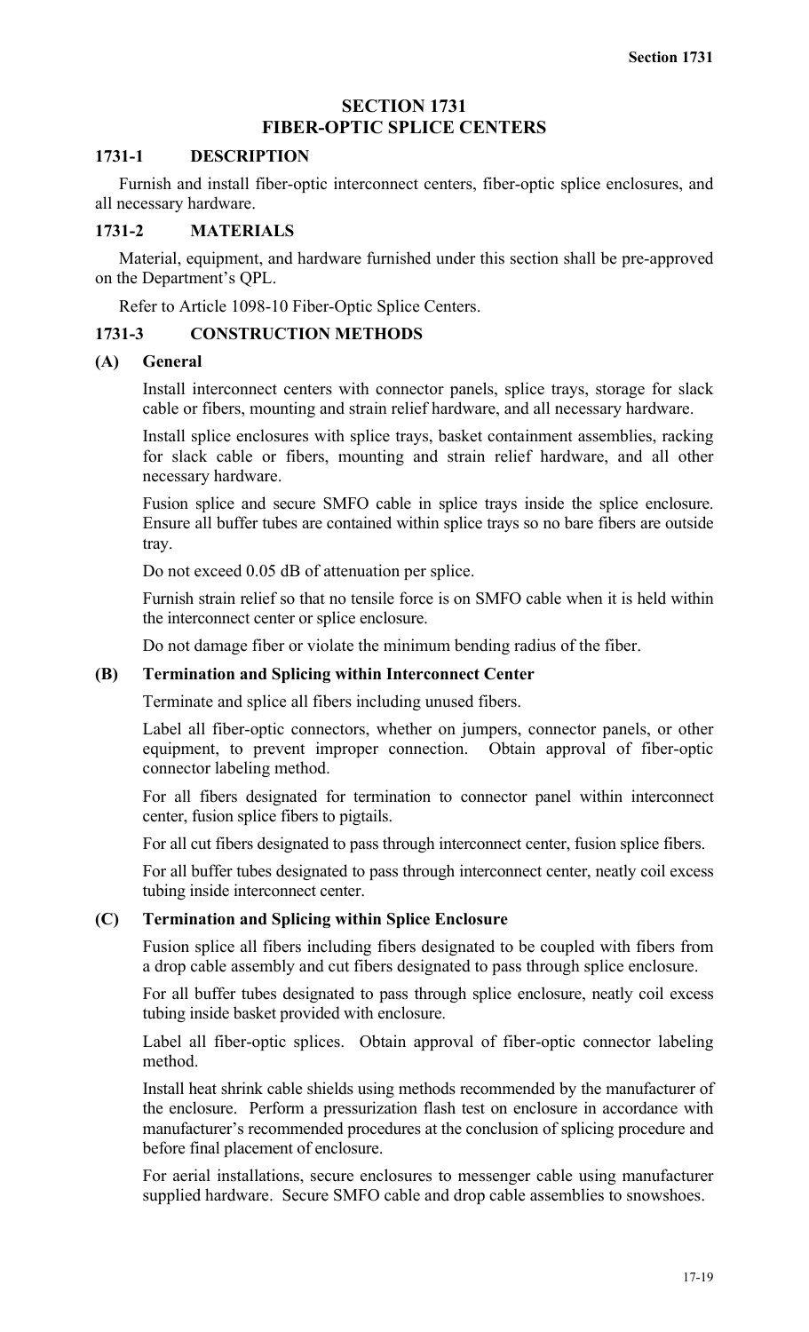# SECTION 1731
# FIBER-OPTIC SPLICE CENTERS

## 1731-1 DESCRIPTION

Furnish and install fiber-optic interconnect centers, fiber-optic splice enclosures, and all necessary hardware.

## 1731-2 MATERIALS

Material, equipment, and hardware furnished under this section shall be pre-approved on the Department's QPL.

Refer to Article 1098-10 Fiber-Optic Splice Centers.

## 1731-3 CONSTRUCTION METHODS

### (A) General

Install interconnect centers with connector panels, splice trays, storage for slack cable or fibers, mounting and strain relief hardware, and all necessary hardware.

Install splice enclosures with splice trays, basket containment assemblies, racking for slack cable or fibers, mounting and strain relief hardware, and all other necessary hardware.

Fusion splice and secure SMFO cable in splice trays inside the splice enclosure. Ensure all buffer tubes are contained within splice trays so no bare fibers are outside tray.

Do not exceed 0.05 dB of attenuation per splice.

Furnish strain relief so that no tensile force is on SMFO cable when it is held within the interconnect center or splice enclosure.

Do not damage fiber or violate the minimum bending radius of the fiber.

### (B) Termination and Splicing within Interconnect Center

Terminate and splice all fibers including unused fibers.

Label all fiber-optic connectors, whether on jumpers, connector panels, or other equipment, to prevent improper connection. Obtain approval of fiber-optic connector labeling method.

For all fibers designated for termination to connector panel within interconnect center, fusion splice fibers to pigtails.

For all cut fibers designated to pass through interconnect center, fusion splice fibers.

For all buffer tubes designated to pass through interconnect center, neatly coil excess tubing inside interconnect center.

### (C) Termination and Splicing within Splice Enclosure

Fusion splice all fibers including fibers designated to be coupled with fibers from a drop cable assembly and cut fibers designated to pass through splice enclosure.

For all buffer tubes designated to pass through splice enclosure, neatly coil excess tubing inside basket provided with enclosure.

Label all fiber-optic splices. Obtain approval of fiber-optic connector labeling method.

Install heat shrink cable shields using methods recommended by the manufacturer of the enclosure. Perform a pressurization flash test on enclosure in accordance with manufacturer's recommended procedures at the conclusion of splicing procedure and before final placement of enclosure.

For aerial installations, secure enclosures to messenger cable using manufacturer supplied hardware. Secure SMFO cable and drop cable assemblies to snowshoes.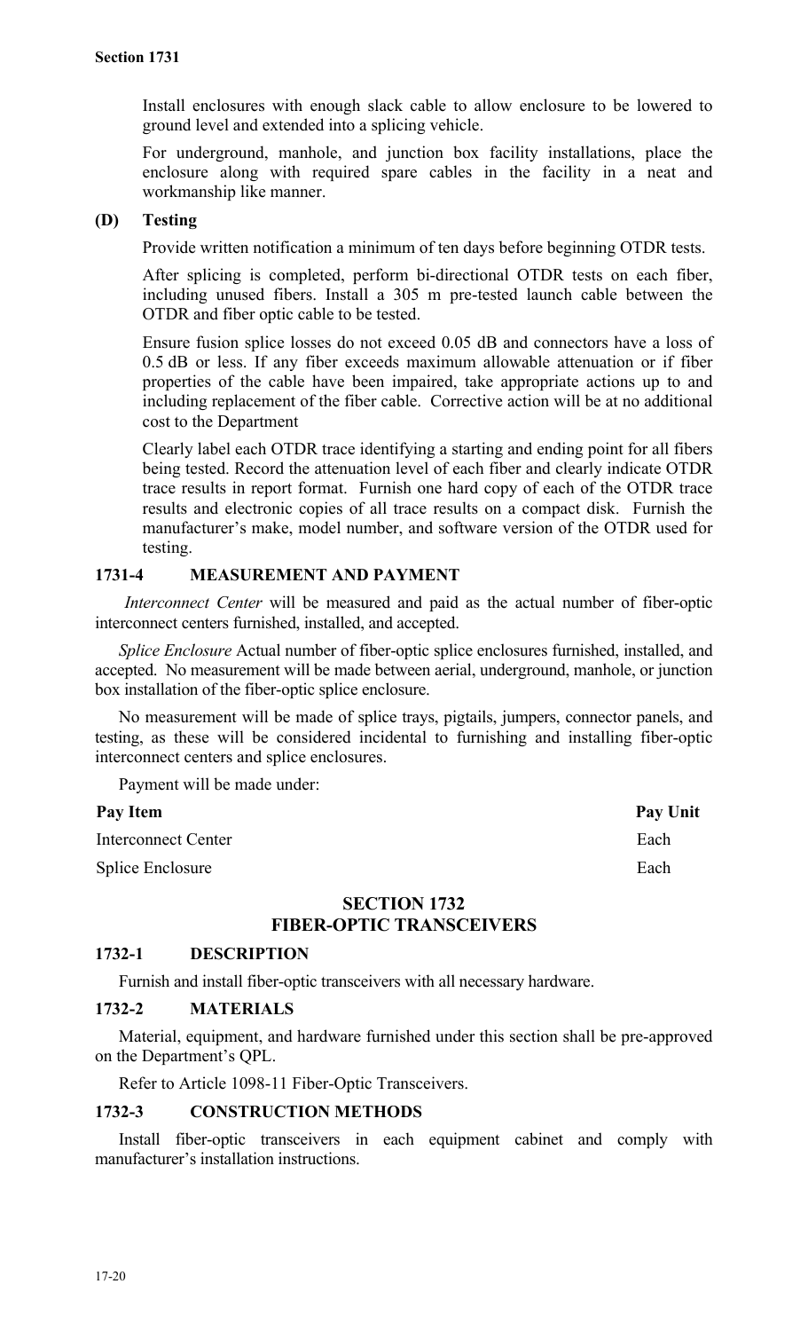Install enclosures with enough slack cable to allow enclosure to be lowered to ground level and extended into a splicing vehicle.

For underground, manhole, and junction box facility installations, place the enclosure along with required spare cables in the facility in a neat and workmanship like manner.

**(D) Testing**

Provide written notification a minimum of ten days before beginning OTDR tests.

After splicing is completed, perform bi-directional OTDR tests on each fiber, including unused fibers. Install a 305 m pre-tested launch cable between the OTDR and fiber optic cable to be tested.

Ensure fusion splice losses do not exceed 0.05 dB and connectors have a loss of 0.5 dB or less. If any fiber exceeds maximum allowable attenuation or if fiber properties of the cable have been impaired, take appropriate actions up to and including replacement of the fiber cable. Corrective action will be at no additional cost to the Department

Clearly label each OTDR trace identifying a starting and ending point for all fibers being tested. Record the attenuation level of each fiber and clearly indicate OTDR trace results in report format. Furnish one hard copy of each of the OTDR trace results and electronic copies of all trace results on a compact disk. Furnish the manufacturer's make, model number, and software version of the OTDR used for testing.

## 1731-4 MEASUREMENT AND PAYMENT

*Interconnect Center* will be measured and paid as the actual number of fiber-optic interconnect centers furnished, installed, and accepted.

*Splice Enclosure* Actual number of fiber-optic splice enclosures furnished, installed, and accepted. No measurement will be made between aerial, underground, manhole, or junction box installation of the fiber-optic splice enclosure.

No measurement will be made of splice trays, pigtails, jumpers, connector panels, and testing, as these will be considered incidental to furnishing and installing fiber-optic interconnect centers and splice enclosures.

Payment will be made under:

| Pay Item | Pay Unit |
|---|---|
| Interconnect Center | Each |
| Splice Enclosure | Each |

# SECTION 1732
# FIBER-OPTIC TRANSCEIVERS

## 1732-1 DESCRIPTION

Furnish and install fiber-optic transceivers with all necessary hardware.

## 1732-2 MATERIALS

Material, equipment, and hardware furnished under this section shall be pre-approved on the Department's QPL.

Refer to Article 1098-11 Fiber-Optic Transceivers.

## 1732-3 CONSTRUCTION METHODS

Install fiber-optic transceivers in each equipment cabinet and comply with manufacturer's installation instructions.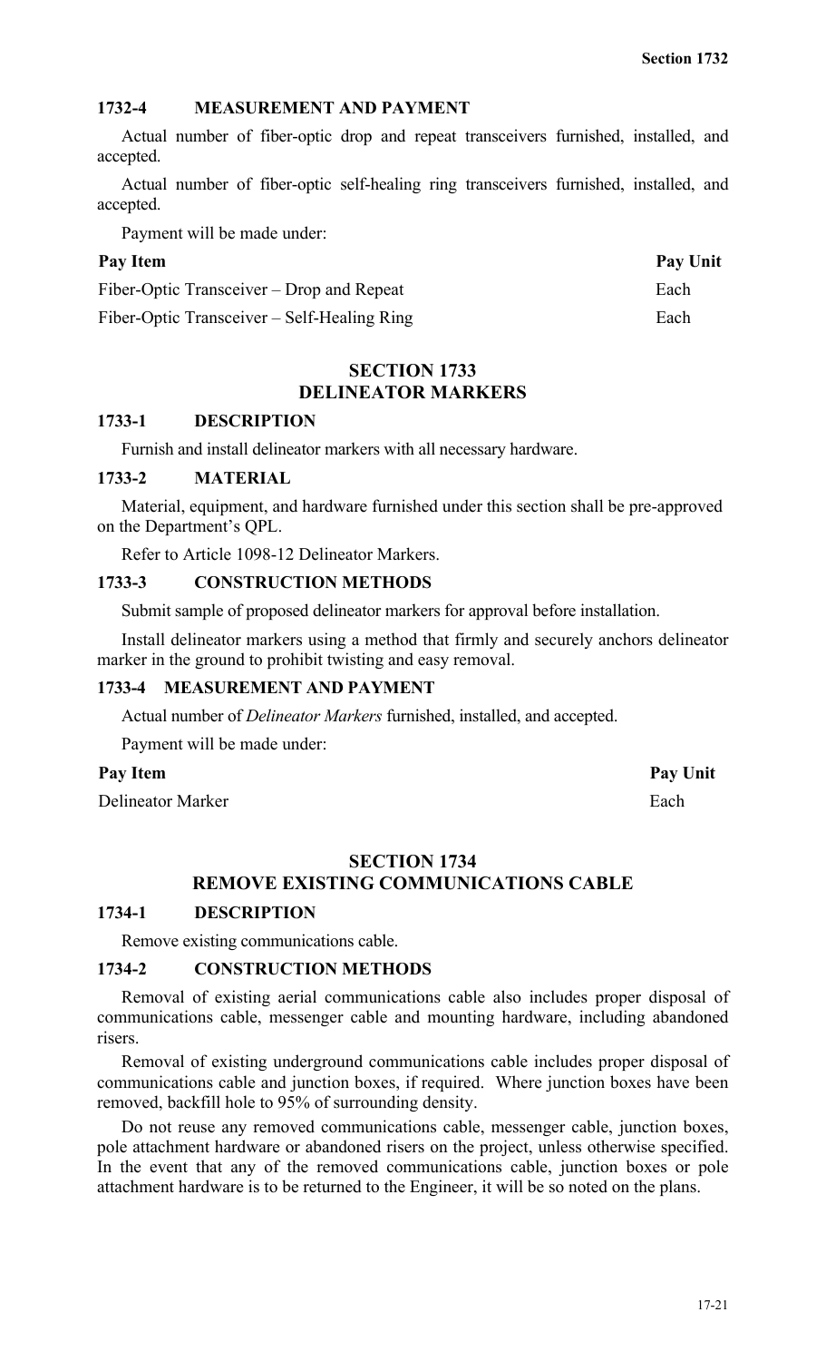### 1732-4 MEASUREMENT AND PAYMENT

Actual number of fiber-optic drop and repeat transceivers furnished, installed, and accepted.

Actual number of fiber-optic self-healing ring transceivers furnished, installed, and accepted.

Payment will be made under:

| Pay Item | Pay Unit |
|---|---|
| Fiber-Optic Transceiver – Drop and Repeat | Each |
| Fiber-Optic Transceiver – Self-Healing Ring | Each |

## SECTION 1733
## DELINEATOR MARKERS

### 1733-1 DESCRIPTION

Furnish and install delineator markers with all necessary hardware.

### 1733-2 MATERIAL

Material, equipment, and hardware furnished under this section shall be pre-approved on the Department's QPL.

Refer to Article 1098-12 Delineator Markers.

### 1733-3 CONSTRUCTION METHODS

Submit sample of proposed delineator markers for approval before installation.

Install delineator markers using a method that firmly and securely anchors delineator marker in the ground to prohibit twisting and easy removal.

### 1733-4 MEASUREMENT AND PAYMENT

Actual number of *Delineator Markers* furnished, installed, and accepted.

Payment will be made under:

| Pay Item | Pay Unit |
|---|---|
| Delineator Marker | Each |

## SECTION 1734
## REMOVE EXISTING COMMUNICATIONS CABLE

### 1734-1 DESCRIPTION

Remove existing communications cable.

### 1734-2 CONSTRUCTION METHODS

Removal of existing aerial communications cable also includes proper disposal of communications cable, messenger cable and mounting hardware, including abandoned risers.

Removal of existing underground communications cable includes proper disposal of communications cable and junction boxes, if required. Where junction boxes have been removed, backfill hole to 95% of surrounding density.

Do not reuse any removed communications cable, messenger cable, junction boxes, pole attachment hardware or abandoned risers on the project, unless otherwise specified. In the event that any of the removed communications cable, junction boxes or pole attachment hardware is to be returned to the Engineer, it will be so noted on the plans.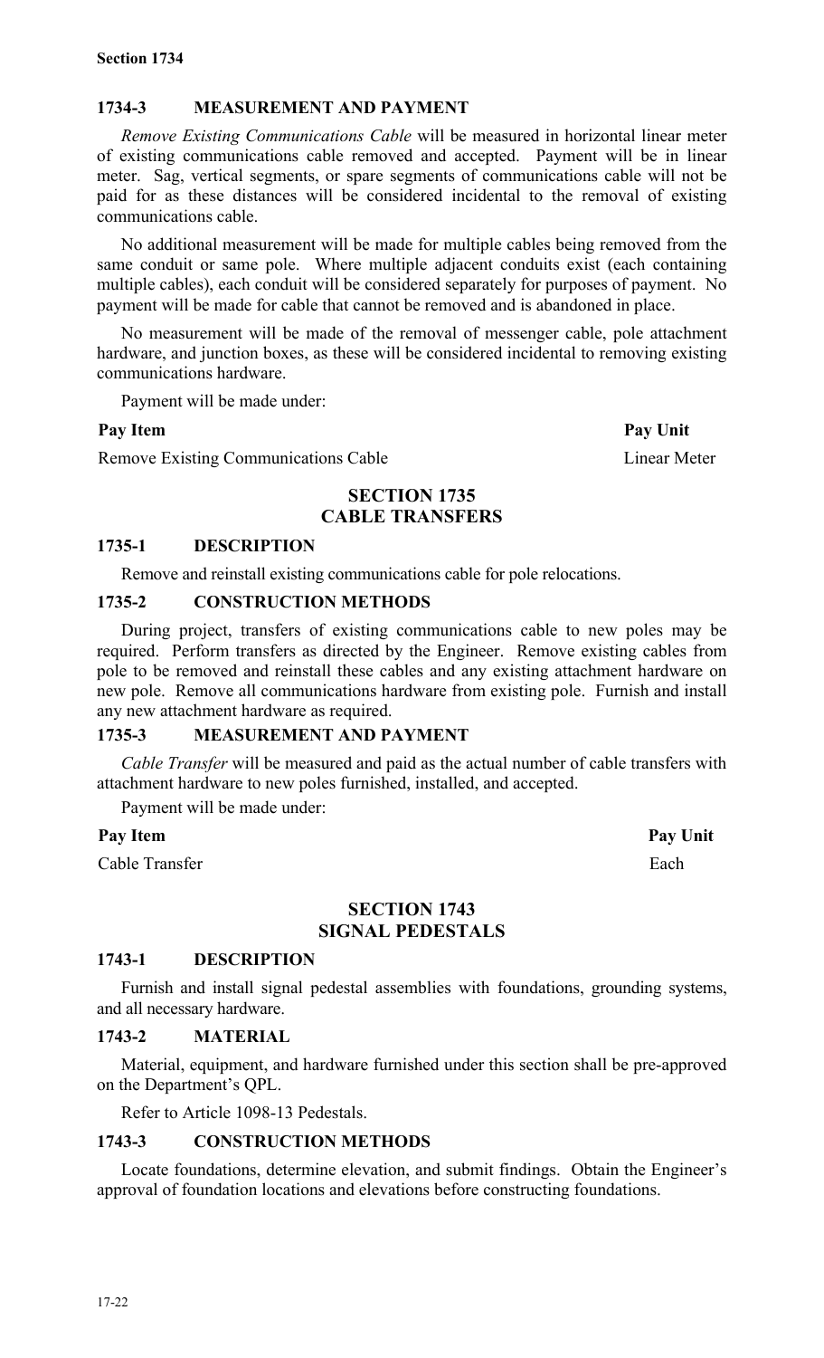### 1734-3 MEASUREMENT AND PAYMENT

*Remove Existing Communications Cable* will be measured in horizontal linear meter of existing communications cable removed and accepted. Payment will be in linear meter. Sag, vertical segments, or spare segments of communications cable will not be paid for as these distances will be considered incidental to the removal of existing communications cable.

No additional measurement will be made for multiple cables being removed from the same conduit or same pole. Where multiple adjacent conduits exist (each containing multiple cables), each conduit will be considered separately for purposes of payment. No payment will be made for cable that cannot be removed and is abandoned in place.

No measurement will be made of the removal of messenger cable, pole attachment hardware, and junction boxes, as these will be considered incidental to removing existing communications hardware.

Payment will be made under:

| Pay Item | Pay Unit |
|---|---|
| Remove Existing Communications Cable | Linear Meter |

## SECTION 1735
## CABLE TRANSFERS

### 1735-1 DESCRIPTION

Remove and reinstall existing communications cable for pole relocations.

### 1735-2 CONSTRUCTION METHODS

During project, transfers of existing communications cable to new poles may be required. Perform transfers as directed by the Engineer. Remove existing cables from pole to be removed and reinstall these cables and any existing attachment hardware on new pole. Remove all communications hardware from existing pole. Furnish and install any new attachment hardware as required.

### 1735-3 MEASUREMENT AND PAYMENT

*Cable Transfer* will be measured and paid as the actual number of cable transfers with attachment hardware to new poles furnished, installed, and accepted.

Payment will be made under:

| Pay Item | Pay Unit |
|---|---|
| Cable Transfer | Each |

## SECTION 1743
## SIGNAL PEDESTALS

### 1743-1 DESCRIPTION

Furnish and install signal pedestal assemblies with foundations, grounding systems, and all necessary hardware.

### 1743-2 MATERIAL

Material, equipment, and hardware furnished under this section shall be pre-approved on the Department's QPL.

Refer to Article 1098-13 Pedestals.

### 1743-3 CONSTRUCTION METHODS

Locate foundations, determine elevation, and submit findings. Obtain the Engineer's approval of foundation locations and elevations before constructing foundations.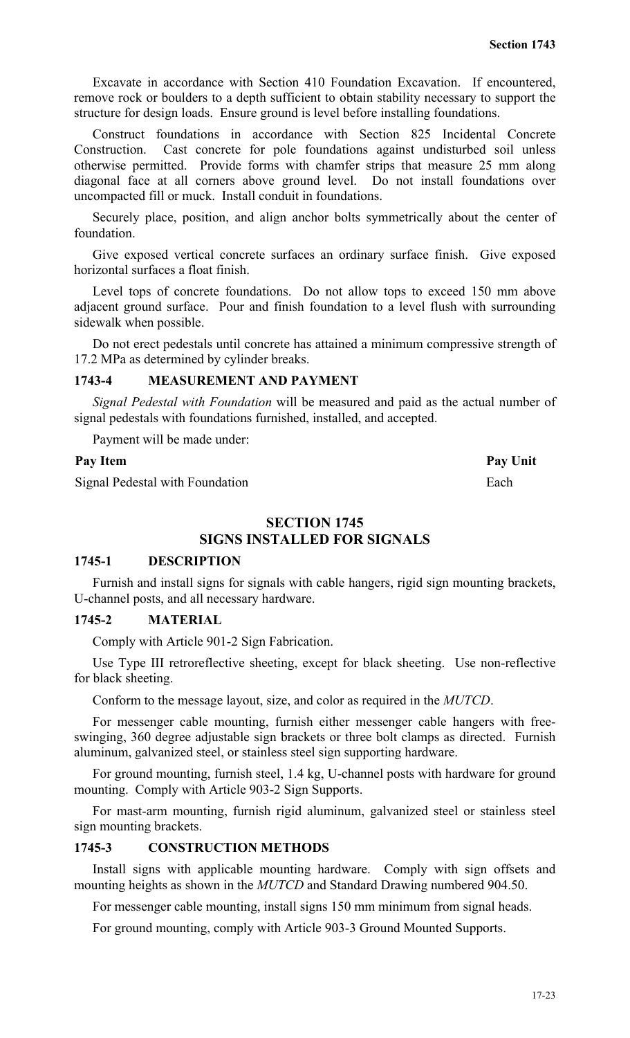Excavate in accordance with Section 410 Foundation Excavation. If encountered, remove rock or boulders to a depth sufficient to obtain stability necessary to support the structure for design loads. Ensure ground is level before installing foundations.

Construct foundations in accordance with Section 825 Incidental Concrete Construction. Cast concrete for pole foundations against undisturbed soil unless otherwise permitted. Provide forms with chamfer strips that measure 25 mm along diagonal face at all corners above ground level. Do not install foundations over uncompacted fill or muck. Install conduit in foundations.

Securely place, position, and align anchor bolts symmetrically about the center of foundation.

Give exposed vertical concrete surfaces an ordinary surface finish. Give exposed horizontal surfaces a float finish.

Level tops of concrete foundations. Do not allow tops to exceed 150 mm above adjacent ground surface. Pour and finish foundation to a level flush with surrounding sidewalk when possible.

Do not erect pedestals until concrete has attained a minimum compressive strength of 17.2 MPa as determined by cylinder breaks.

### 1743-4 MEASUREMENT AND PAYMENT

*Signal Pedestal with Foundation* will be measured and paid as the actual number of signal pedestals with foundations furnished, installed, and accepted.

Payment will be made under:

| Pay Item | Pay Unit |
|---|---|
| Signal Pedestal with Foundation | Each |

## SECTION 1745
## SIGNS INSTALLED FOR SIGNALS

### 1745-1 DESCRIPTION

Furnish and install signs for signals with cable hangers, rigid sign mounting brackets, U-channel posts, and all necessary hardware.

### 1745-2 MATERIAL

Comply with Article 901-2 Sign Fabrication.

Use Type III retroreflective sheeting, except for black sheeting. Use non-reflective for black sheeting.

Conform to the message layout, size, and color as required in the *MUTCD*.

For messenger cable mounting, furnish either messenger cable hangers with free-swinging, 360 degree adjustable sign brackets or three bolt clamps as directed. Furnish aluminum, galvanized steel, or stainless steel sign supporting hardware.

For ground mounting, furnish steel, 1.4 kg, U-channel posts with hardware for ground mounting. Comply with Article 903-2 Sign Supports.

For mast-arm mounting, furnish rigid aluminum, galvanized steel or stainless steel sign mounting brackets.

### 1745-3 CONSTRUCTION METHODS

Install signs with applicable mounting hardware. Comply with sign offsets and mounting heights as shown in the *MUTCD* and Standard Drawing numbered 904.50.

For messenger cable mounting, install signs 150 mm minimum from signal heads.

For ground mounting, comply with Article 903-3 Ground Mounted Supports.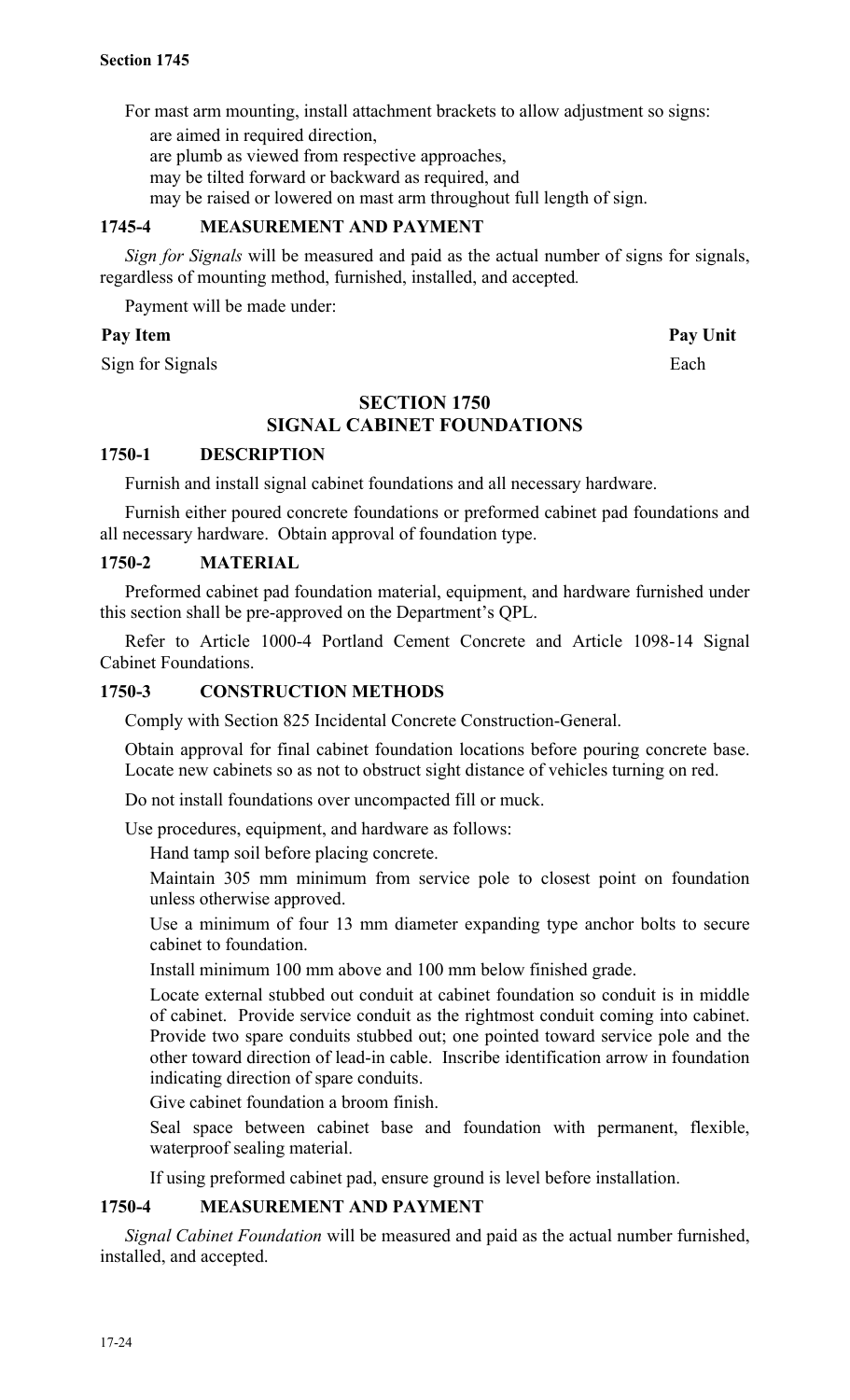For mast arm mounting, install attachment brackets to allow adjustment so signs:

- are aimed in required direction,
- are plumb as viewed from respective approaches,
- may be tilted forward or backward as required, and
- may be raised or lowered on mast arm throughout full length of sign.

### 1745-4 MEASUREMENT AND PAYMENT

*Sign for Signals* will be measured and paid as the actual number of signs for signals, regardless of mounting method, furnished, installed, and accepted.

Payment will be made under:

| Pay Item | Pay Unit |
| --- | --- |
| Sign for Signals | Each |

## SECTION 1750 SIGNAL CABINET FOUNDATIONS

### 1750-1 DESCRIPTION

Furnish and install signal cabinet foundations and all necessary hardware.

Furnish either poured concrete foundations or preformed cabinet pad foundations and all necessary hardware. Obtain approval of foundation type.

### 1750-2 MATERIAL

Preformed cabinet pad foundation material, equipment, and hardware furnished under this section shall be pre-approved on the Department's QPL.

Refer to Article 1000-4 Portland Cement Concrete and Article 1098-14 Signal Cabinet Foundations.

### 1750-3 CONSTRUCTION METHODS

Comply with Section 825 Incidental Concrete Construction-General.

Obtain approval for final cabinet foundation locations before pouring concrete base. Locate new cabinets so as not to obstruct sight distance of vehicles turning on red.

Do not install foundations over uncompacted fill or muck.

Use procedures, equipment, and hardware as follows:

- Hand tamp soil before placing concrete.
- Maintain 305 mm minimum from service pole to closest point on foundation unless otherwise approved.
- Use a minimum of four 13 mm diameter expanding type anchor bolts to secure cabinet to foundation.
- Install minimum 100 mm above and 100 mm below finished grade.
- Locate external stubbed out conduit at cabinet foundation so conduit is in middle of cabinet. Provide service conduit as the rightmost conduit coming into cabinet. Provide two spare conduits stubbed out; one pointed toward service pole and the other toward direction of lead-in cable. Inscribe identification arrow in foundation indicating direction of spare conduits.
- Give cabinet foundation a broom finish.
- Seal space between cabinet base and foundation with permanent, flexible, waterproof sealing material.

If using preformed cabinet pad, ensure ground is level before installation.

### 1750-4 MEASUREMENT AND PAYMENT

*Signal Cabinet Foundation* will be measured and paid as the actual number furnished, installed, and accepted.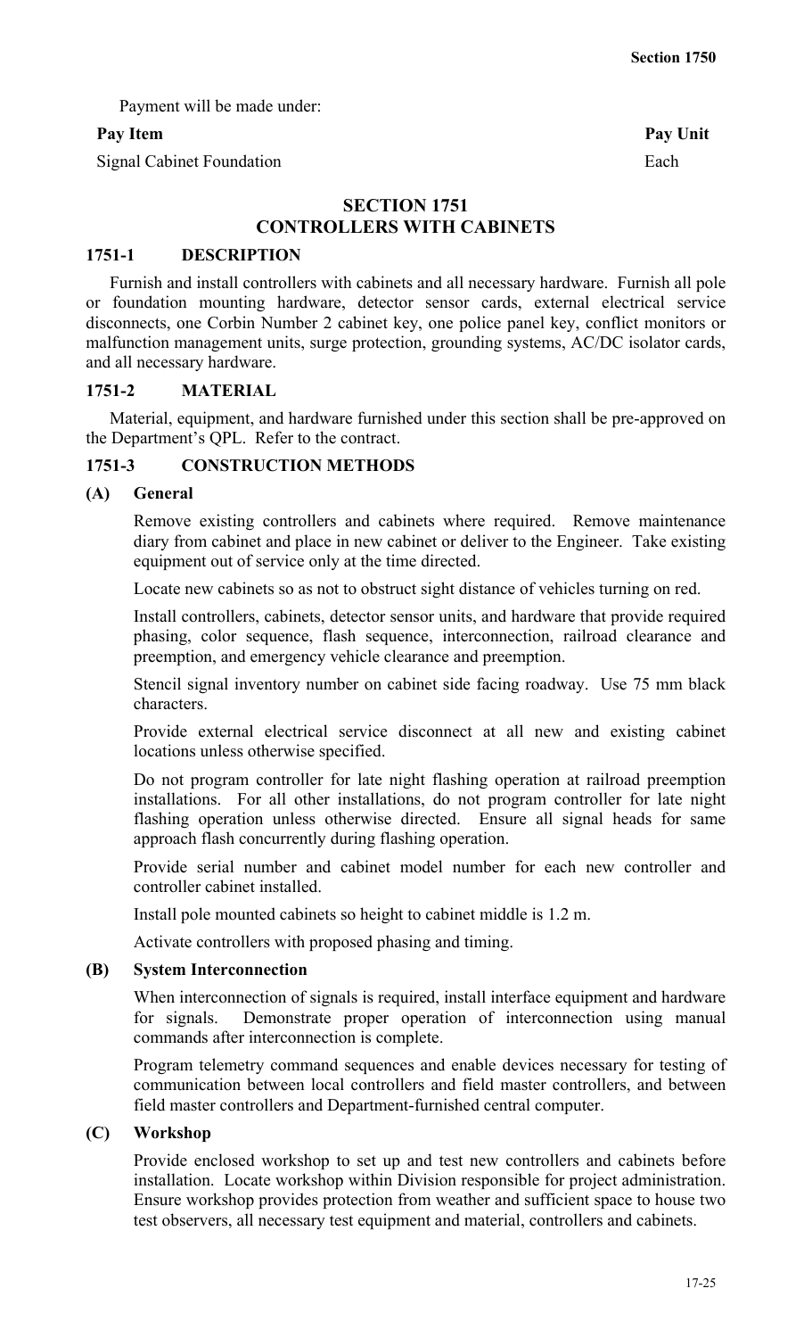Payment will be made under:

| Pay Item | Pay Unit |
|---|---|
| Signal Cabinet Foundation | Each |

# SECTION 1751
# CONTROLLERS WITH CABINETS

## 1751-1 DESCRIPTION

Furnish and install controllers with cabinets and all necessary hardware. Furnish all pole or foundation mounting hardware, detector sensor cards, external electrical service disconnects, one Corbin Number 2 cabinet key, one police panel key, conflict monitors or malfunction management units, surge protection, grounding systems, AC/DC isolator cards, and all necessary hardware.

## 1751-2 MATERIAL

Material, equipment, and hardware furnished under this section shall be pre-approved on the Department's QPL. Refer to the contract.

## 1751-3 CONSTRUCTION METHODS

### (A) General

Remove existing controllers and cabinets where required. Remove maintenance diary from cabinet and place in new cabinet or deliver to the Engineer. Take existing equipment out of service only at the time directed.

Locate new cabinets so as not to obstruct sight distance of vehicles turning on red.

Install controllers, cabinets, detector sensor units, and hardware that provide required phasing, color sequence, flash sequence, interconnection, railroad clearance and preemption, and emergency vehicle clearance and preemption.

Stencil signal inventory number on cabinet side facing roadway. Use 75 mm black characters.

Provide external electrical service disconnect at all new and existing cabinet locations unless otherwise specified.

Do not program controller for late night flashing operation at railroad preemption installations. For all other installations, do not program controller for late night flashing operation unless otherwise directed. Ensure all signal heads for same approach flash concurrently during flashing operation.

Provide serial number and cabinet model number for each new controller and controller cabinet installed.

Install pole mounted cabinets so height to cabinet middle is 1.2 m.

Activate controllers with proposed phasing and timing.

### (B) System Interconnection

When interconnection of signals is required, install interface equipment and hardware for signals. Demonstrate proper operation of interconnection using manual commands after interconnection is complete.

Program telemetry command sequences and enable devices necessary for testing of communication between local controllers and field master controllers, and between field master controllers and Department-furnished central computer.

### (C) Workshop

Provide enclosed workshop to set up and test new controllers and cabinets before installation. Locate workshop within Division responsible for project administration. Ensure workshop provides protection from weather and sufficient space to house two test observers, all necessary test equipment and material, controllers and cabinets.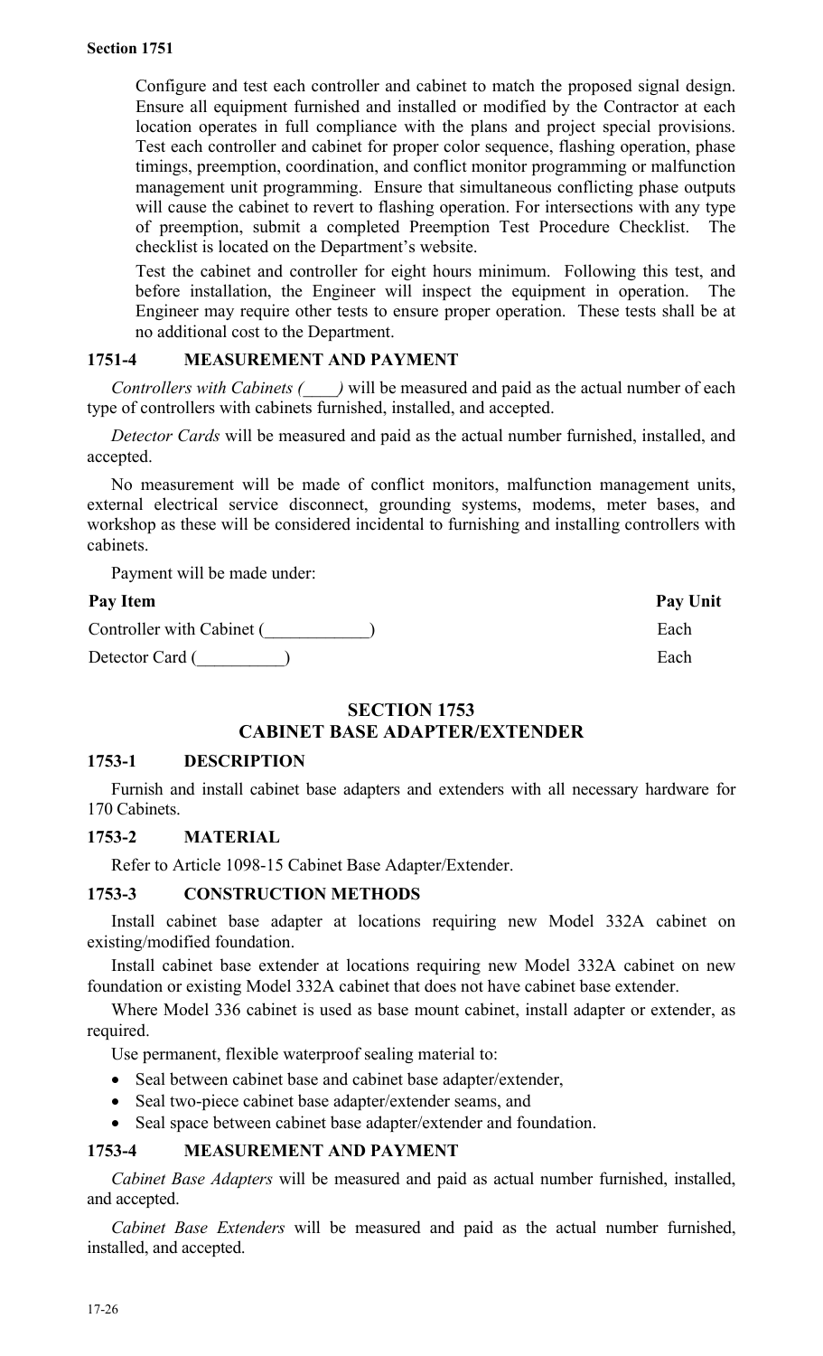Configure and test each controller and cabinet to match the proposed signal design. Ensure all equipment furnished and installed or modified by the Contractor at each location operates in full compliance with the plans and project special provisions. Test each controller and cabinet for proper color sequence, flashing operation, phase timings, preemption, coordination, and conflict monitor programming or malfunction management unit programming. Ensure that simultaneous conflicting phase outputs will cause the cabinet to revert to flashing operation. For intersections with any type of preemption, submit a completed Preemption Test Procedure Checklist. The checklist is located on the Department's website.

Test the cabinet and controller for eight hours minimum. Following this test, and before installation, the Engineer will inspect the equipment in operation. The Engineer may require other tests to ensure proper operation. These tests shall be at no additional cost to the Department.

### 1751-4 MEASUREMENT AND PAYMENT

*Controllers with Cabinets (____)* will be measured and paid as the actual number of each type of controllers with cabinets furnished, installed, and accepted.

*Detector Cards* will be measured and paid as the actual number furnished, installed, and accepted.

No measurement will be made of conflict monitors, malfunction management units, external electrical service disconnect, grounding systems, modems, meter bases, and workshop as these will be considered incidental to furnishing and installing controllers with cabinets.

Payment will be made under:

| Pay Item | Pay Unit |
|---|---|
| Controller with Cabinet (____________) | Each |
| Detector Card (__________) | Each |

## SECTION 1753
## CABINET BASE ADAPTER/EXTENDER

### 1753-1 DESCRIPTION

Furnish and install cabinet base adapters and extenders with all necessary hardware for 170 Cabinets.

### 1753-2 MATERIAL

Refer to Article 1098-15 Cabinet Base Adapter/Extender.

### 1753-3 CONSTRUCTION METHODS

Install cabinet base adapter at locations requiring new Model 332A cabinet on existing/modified foundation.

Install cabinet base extender at locations requiring new Model 332A cabinet on new foundation or existing Model 332A cabinet that does not have cabinet base extender.

Where Model 336 cabinet is used as base mount cabinet, install adapter or extender, as required.

Use permanent, flexible waterproof sealing material to:

- Seal between cabinet base and cabinet base adapter/extender,
- Seal two-piece cabinet base adapter/extender seams, and
- Seal space between cabinet base adapter/extender and foundation.

### 1753-4 MEASUREMENT AND PAYMENT

*Cabinet Base Adapters* will be measured and paid as actual number furnished, installed, and accepted.

*Cabinet Base Extenders* will be measured and paid as the actual number furnished, installed, and accepted.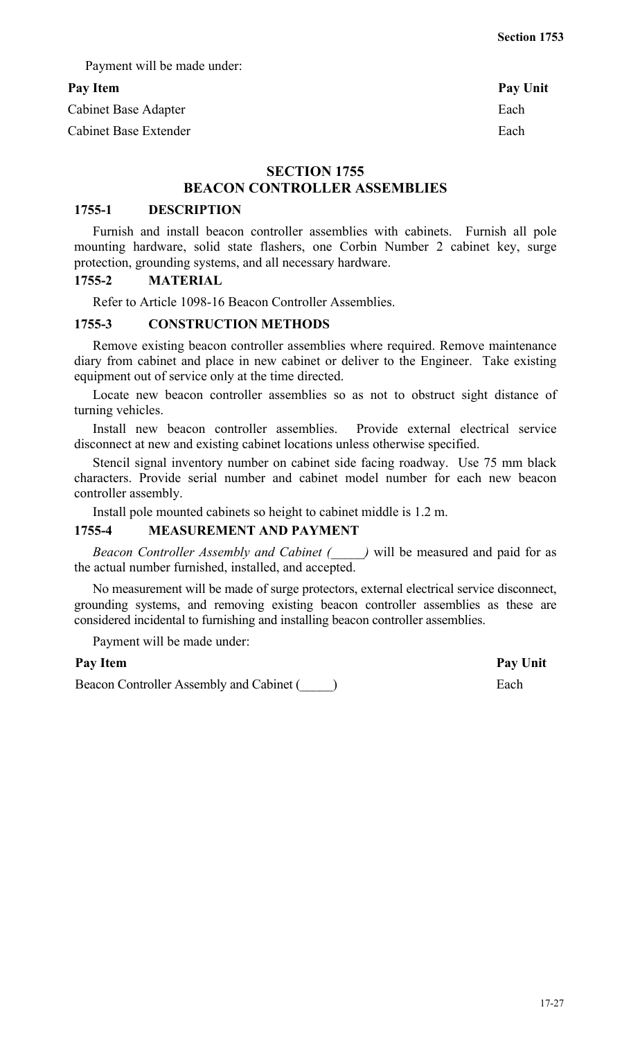Payment will be made under:

| Pay Item | Pay Unit |
| --- | --- |
| Cabinet Base Adapter | Each |
| Cabinet Base Extender | Each |

# SECTION 1755
# BEACON CONTROLLER ASSEMBLIES

## 1755-1 DESCRIPTION

Furnish and install beacon controller assemblies with cabinets. Furnish all pole mounting hardware, solid state flashers, one Corbin Number 2 cabinet key, surge protection, grounding systems, and all necessary hardware.

## 1755-2 MATERIAL

Refer to Article 1098-16 Beacon Controller Assemblies.

## 1755-3 CONSTRUCTION METHODS

Remove existing beacon controller assemblies where required. Remove maintenance diary from cabinet and place in new cabinet or deliver to the Engineer. Take existing equipment out of service only at the time directed.

Locate new beacon controller assemblies so as not to obstruct sight distance of turning vehicles.

Install new beacon controller assemblies. Provide external electrical service disconnect at new and existing cabinet locations unless otherwise specified.

Stencil signal inventory number on cabinet side facing roadway. Use 75 mm black characters. Provide serial number and cabinet model number for each new beacon controller assembly.

Install pole mounted cabinets so height to cabinet middle is 1.2 m.

## 1755-4 MEASUREMENT AND PAYMENT

*Beacon Controller Assembly and Cabinet (_____)* will be measured and paid for as the actual number furnished, installed, and accepted.

No measurement will be made of surge protectors, external electrical service disconnect, grounding systems, and removing existing beacon controller assemblies as these are considered incidental to furnishing and installing beacon controller assemblies.

Payment will be made under:

| Pay Item | Pay Unit |
| --- | --- |
| Beacon Controller Assembly and Cabinet (_____) | Each |